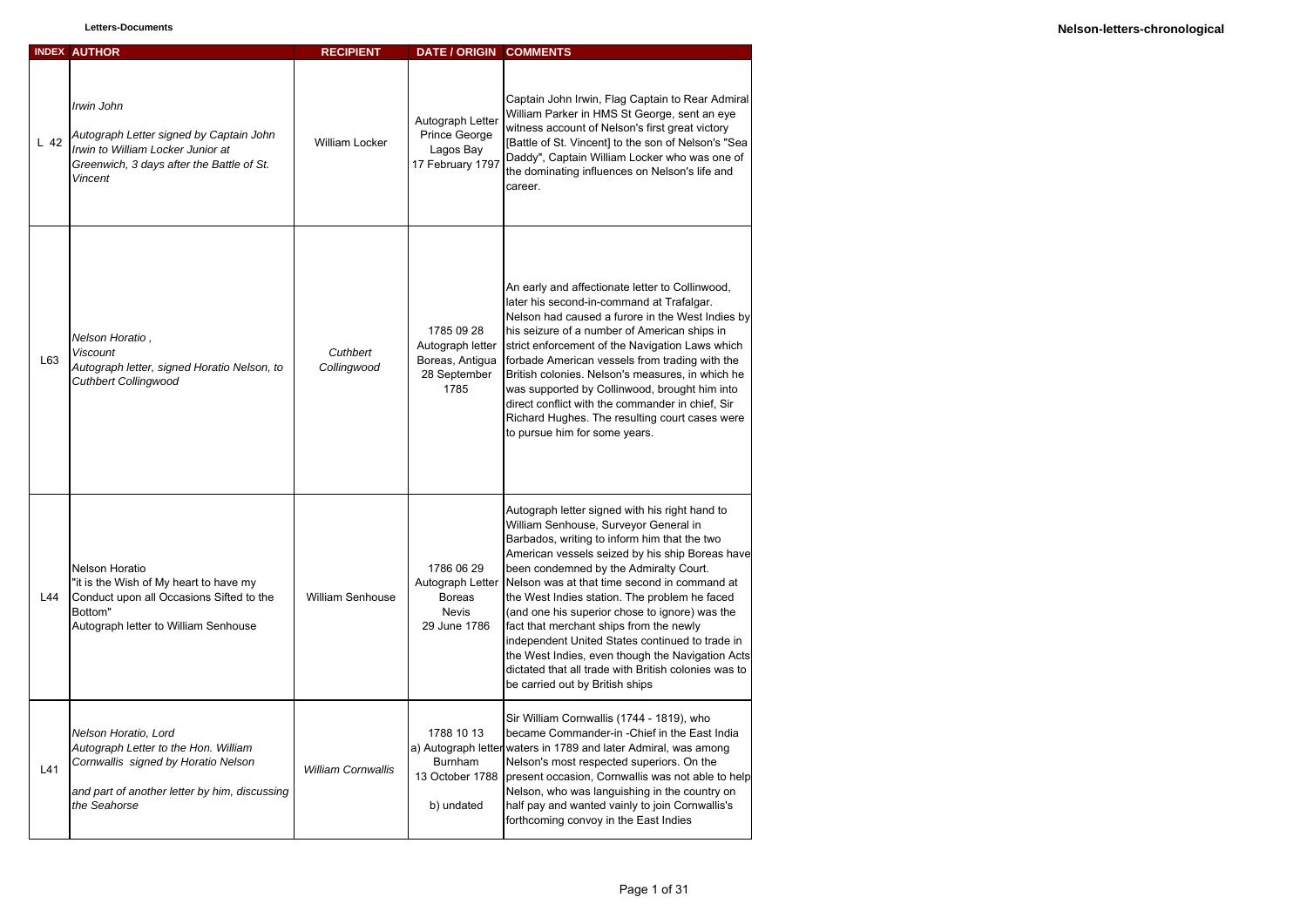| INDEX | AUTHOR | RECIPIENT | DATE / ORIGIN | COMMENTS |
| --- | --- | --- | --- | --- |
| L 42 | *Irwin John*<br><br>*Autograph Letter signed by Captain John Irwin to William Locker Junior at Greenwich, 3 days after the Battle of St. Vincent* | William Locker | Autograph Letter Prince George Lagos Bay 17 February 1797 | Captain John Irwin, Flag Captain to Rear Admiral William Parker in HMS St George, sent an eye witness account of Nelson's first great victory [Battle of St. Vincent] to the son of Nelson's "Sea Daddy", Captain William Locker who was one of the dominating influences on Nelson's life and career. |
| L63 | *Nelson Horatio ,*<br>*Viscount*<br>*Autograph letter, signed Horatio Nelson, to Cuthbert Collingwood* | *Cuthbert Collingwood* | 1785 09 28 Autograph letter Boreas, Antigua 28 September 1785 | An early and affectionate letter to Collinwood, later his second-in-command at Trafalgar. Nelson had caused a furore in the West Indies by his seizure of a number of American ships in strict enforcement of the Navigation Laws which forbade American vessels from trading with the British colonies. Nelson's measures, in which he was supported by Collinwood, brought him into direct conflict with the commander in chief, Sir Richard Hughes. The resulting court cases were to pursue him for some years. |
| L44 | Nelson Horatio<br>"it is the Wish of My heart to have my Conduct upon all Occasions Sifted to the Bottom"<br>Autograph letter to William Senhouse | William Senhouse | 1786 06 29 Autograph Letter Boreas Nevis 29 June 1786 | Autograph letter signed with his right hand to William Senhouse, Surveyor General in Barbados, writing to inform him that the two American vessels seized by his ship Boreas have been condemned by the Admiralty Court. Nelson was at that time second in command at the West Indies station. The problem he faced (and one his superior chose to ignore) was the fact that merchant ships from the newly independent United States continued to trade in the West Indies, even though the Navigation Acts dictated that all trade with British colonies was to be carried out by British ships |
| L41 | *Nelson Horatio, Lord*<br>*Autograph Letter to the Hon. William Cornwallis signed by Horatio Nelson*<br><br>*and part of another letter by him, discussing the Seahorse* | *William Cornwallis* | 1788 10 13<br>a) Autograph letter Burnham 13 October 1788<br><br>b) undated | Sir William Cornwallis (1744 - 1819), who became Commander-in -Chief in the East India waters in 1789 and later Admiral, was among Nelson's most respected superiors. On the present occasion, Cornwallis was not able to help Nelson, who was languishing in the country on half pay and wanted vainly to join Cornwallis's forthcoming convoy in the East Indies |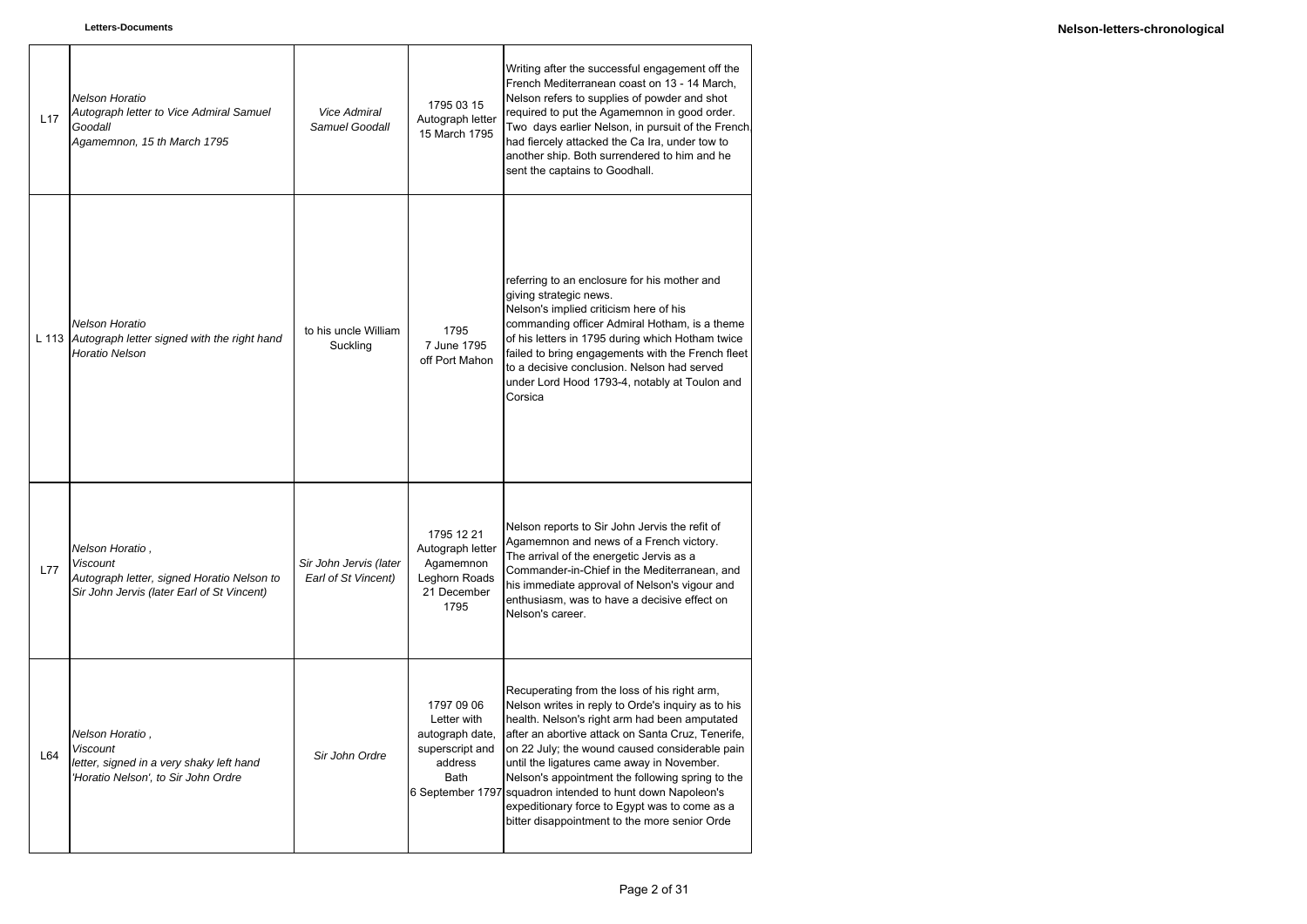| | | | | |
|---|---|---|---|---|
| L17 | *Nelson Horatio*<br>*Autograph letter to Vice Admiral Samuel Goodall*<br>*Agamemnon, 15 th March 1795* | *Vice Admiral Samuel Goodall* | 1795 03 15<br>Autograph letter<br>15 March 1795 | Writing after the successful engagement off the French Mediterranean coast on 13 - 14 March, Nelson refers to supplies of powder and shot required to put the Agamemnon in good order. Two days earlier Nelson, in pursuit of the French, had fiercely attacked the Ca Ira, under tow to another ship. Both surrendered to him and he sent the captains to Goodhall. |
| L 113 | *Nelson Horatio*<br>*Autograph letter signed with the right hand Horatio Nelson* | to his uncle William Suckling | 1795<br>7 June 1795<br>off Port Mahon | referring to an enclosure for his mother and giving strategic news.<br>Nelson's implied criticism here of his commanding officer Admiral Hotham, is a theme of his letters in 1795 during which Hotham twice failed to bring engagements with the French fleet to a decisive conclusion. Nelson had served under Lord Hood 1793-4, notably at Toulon and Corsica |
| L77 | *Nelson Horatio ,*<br>*Viscount*<br>*Autograph letter, signed Horatio Nelson to Sir John Jervis (later Earl of St Vincent)* | *Sir John Jervis (later Earl of St Vincent)* | 1795 12 21<br>Autograph letter<br>Agamemnon<br>Leghorn Roads<br>21 December 1795 | Nelson reports to Sir John Jervis the refit of Agamemnon and news of a French victory.<br>The arrival of the energetic Jervis as a Commander-in-Chief in the Mediterranean, and his immediate approval of Nelson's vigour and enthusiasm, was to have a decisive effect on Nelson's career. |
| L64 | *Nelson Horatio ,*<br>*Viscount*<br>*letter, signed in a very shaky left hand 'Horatio Nelson', to Sir John Ordre* | *Sir John Ordre* | 1797 09 06<br>Letter with autograph date, superscript and address<br>Bath<br>6 September 1797 | Recuperating from the loss of his right arm, Nelson writes in reply to Orde's inquiry as to his health. Nelson's right arm had been amputated after an abortive attack on Santa Cruz, Tenerife, on 22 July; the wound caused considerable pain until the ligatures came away in November. Nelson's appointment the following spring to the squadron intended to hunt down Napoleon's expeditionary force to Egypt was to come as a bitter disappointment to the more senior Orde |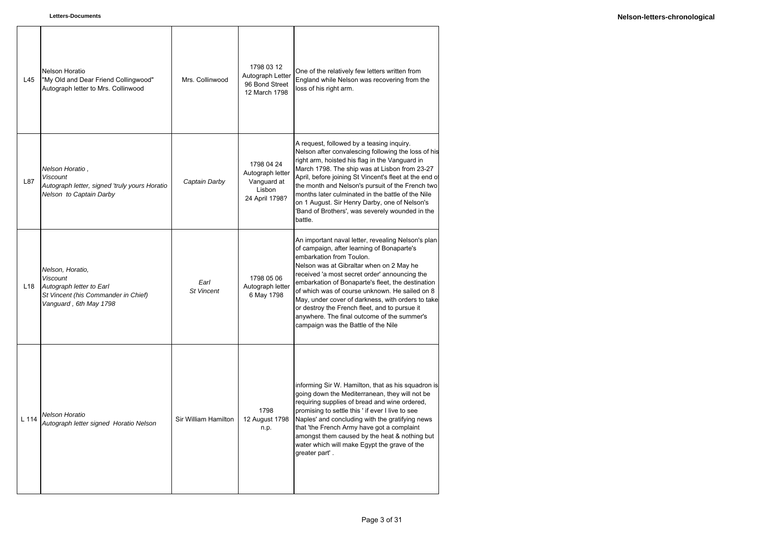| | | | | |
|---|---|---|---|---|
| L45 | Nelson Horatio<br>"My Old and Dear Friend Collingwood"<br>Autograph letter to Mrs. Collinwood | Mrs. Collinwood | 1798 03 12<br>Autograph Letter<br>96 Bond Street<br>12 March 1798 | One of the relatively few letters written from England while Nelson was recovering from the loss of his right arm. |
| L87 | *Nelson Horatio ,*<br>*Viscount*<br>*Autograph letter, signed 'truly yours Horatio Nelson to Captain Darby* | *Captain Darby* | 1798 04 24<br>Autograph letter<br>Vanguard at<br>Lisbon<br>24 April 1798? | A request, followed by a teasing inquiry.<br>Nelson after convalescing following the loss of his right arm, hoisted his flag in the Vanguard in March 1798. The ship was at Lisbon from 23-27 April, before joining St Vincent's fleet at the end of the month and Nelson's pursuit of the French two months later culminated in the battle of the Nile on 1 August. Sir Henry Darby, one of Nelson's 'Band of Brothers', was severely wounded in the battle. |
| L18 | *Nelson, Horatio,*<br>*Viscount*<br>*Autograph letter to Earl*<br>*St Vincent (his Commander in Chief)*<br>*Vanguard , 6th May 1798* | *Earl*<br>*St Vincent* | 1798 05 06<br>Autograph letter<br>6 May 1798 | An important naval letter, revealing Nelson's plan of campaign, after learning of Bonaparte's embarkation from Toulon.<br>Nelson was at Gibraltar when on 2 May he received 'a most secret order' announcing the embarkation of Bonaparte's fleet, the destination of which was of course unknown. He sailed on 8 May, under cover of darkness, with orders to take or destroy the French fleet, and to pursue it anywhere. The final outcome of the summer's campaign was the Battle of the Nile |
| L 114 | *Nelson Horatio*<br>*Autograph letter signed Horatio Nelson* | Sir William Hamilton | 1798<br>12 August 1798<br>n.p. | informing Sir W. Hamilton, that as his squadron is going down the Mediterranean, they will not be requiring supplies of bread and wine ordered, promising to settle this ' if ever I live to see Naples' and concluding with the gratifying news that 'the French Army have got a complaint amongst them caused by the heat & nothing but water which will make Egypt the grave of the greater part' . |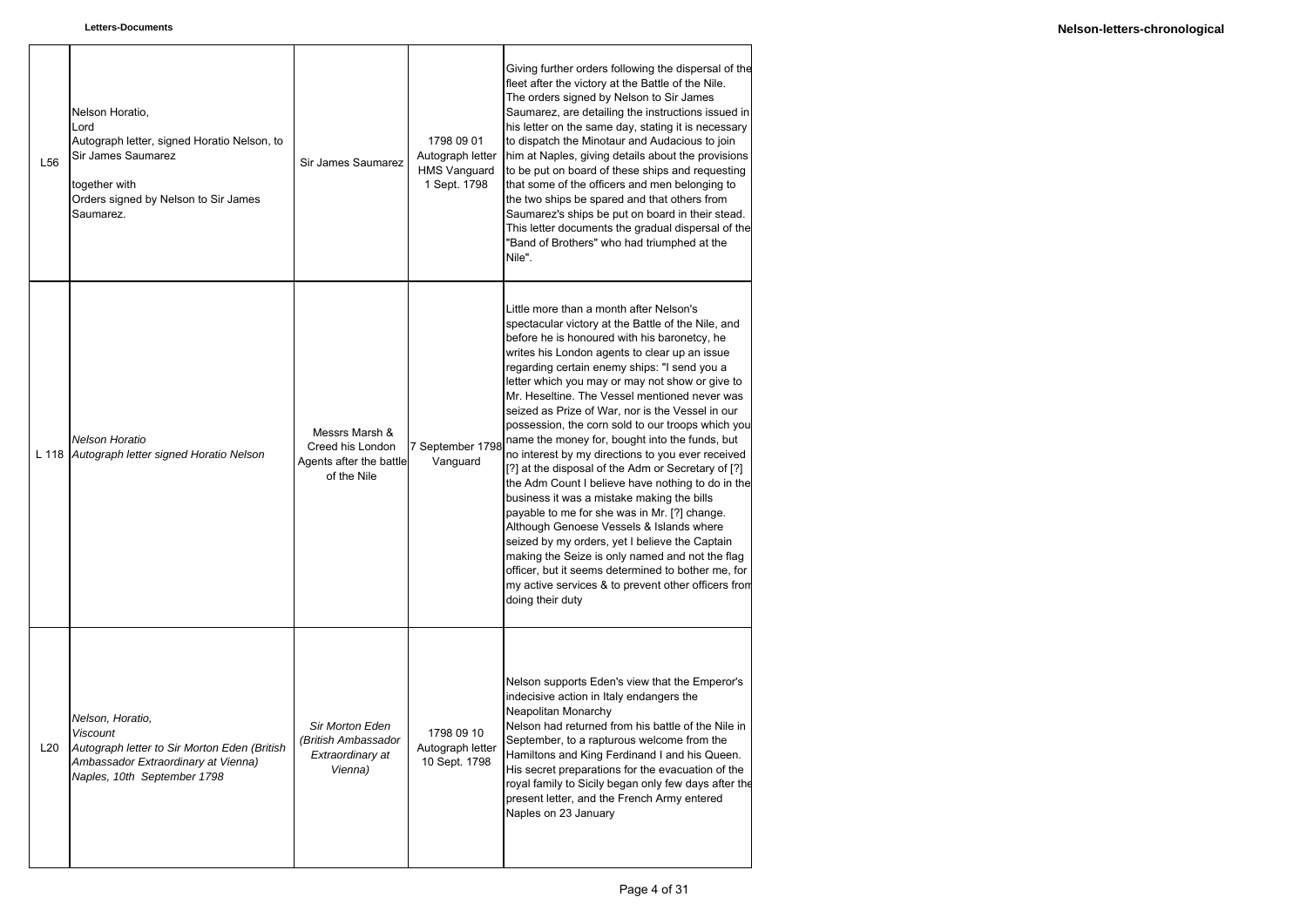| | | | | |
|---|---|---|---|---|
| L56 | Nelson Horatio, Lord<br>Autograph letter, signed Horatio Nelson, to Sir James Saumarez<br><br>together with<br>Orders signed by Nelson to Sir James Saumarez. | Sir James Saumarez | 1798 09 01<br>Autograph letter<br>HMS Vanguard<br>1 Sept. 1798 | Giving further orders following the dispersal of the fleet after the victory at the Battle of the Nile. The orders signed by Nelson to Sir James Saumarez, are detailing the instructions issued in his letter on the same day, stating it is necessary to dispatch the Minotaur and Audacious to join him at Naples, giving details about the provisions to be put on board of these ships and requesting that some of the officers and men belonging to the two ships be spared and that others from Saumarez's ships be put on board in their stead. This letter documents the gradual dispersal of the "Band of Brothers" who had triumphed at the Nile". |
| L 118 | *Nelson Horatio*<br>*Autograph letter signed Horatio Nelson* | Messrs Marsh & Creed his London Agents after the battle of the Nile | 7 September 1798<br>Vanguard | Little more than a month after Nelson's spectacular victory at the Battle of the Nile, and before he is honoured with his baronetcy, he writes his London agents to clear up an issue regarding certain enemy ships: "I send you a letter which you may or may not show or give to Mr. Heseltine. The Vessel mentioned never was seized as Prize of War, nor is the Vessel in our possession, the corn sold to our troops which you name the money for, bought into the funds, but no interest by my directions to you ever received [?] at the disposal of the Adm or Secretary of [?] the Adm Count I believe have nothing to do in the business it was a mistake making the bills payable to me for she was in Mr. [?] change. Although Genoese Vessels & Islands where seized by my orders, yet I believe the Captain making the Seize is only named and not the flag officer, but it seems determined to bother me, for my active services & to prevent other officers from doing their duty |
| L20 | *Nelson, Horatio,*<br>*Viscount*<br>*Autograph letter to Sir Morton Eden (British Ambassador Extraordinary at Vienna)*<br>*Naples, 10th September 1798* | *Sir Morton Eden (British Ambassador Extraordinary at Vienna)* | 1798 09 10<br>Autograph letter<br>10 Sept. 1798 | Nelson supports Eden's view that the Emperor's indecisive action in Italy endangers the Neapolitan Monarchy<br>Nelson had returned from his battle of the Nile in September, to a rapturous welcome from the Hamiltons and King Ferdinand I and his Queen. His secret preparations for the evacuation of the royal family to Sicily began only few days after the present letter, and the French Army entered Naples on 23 January |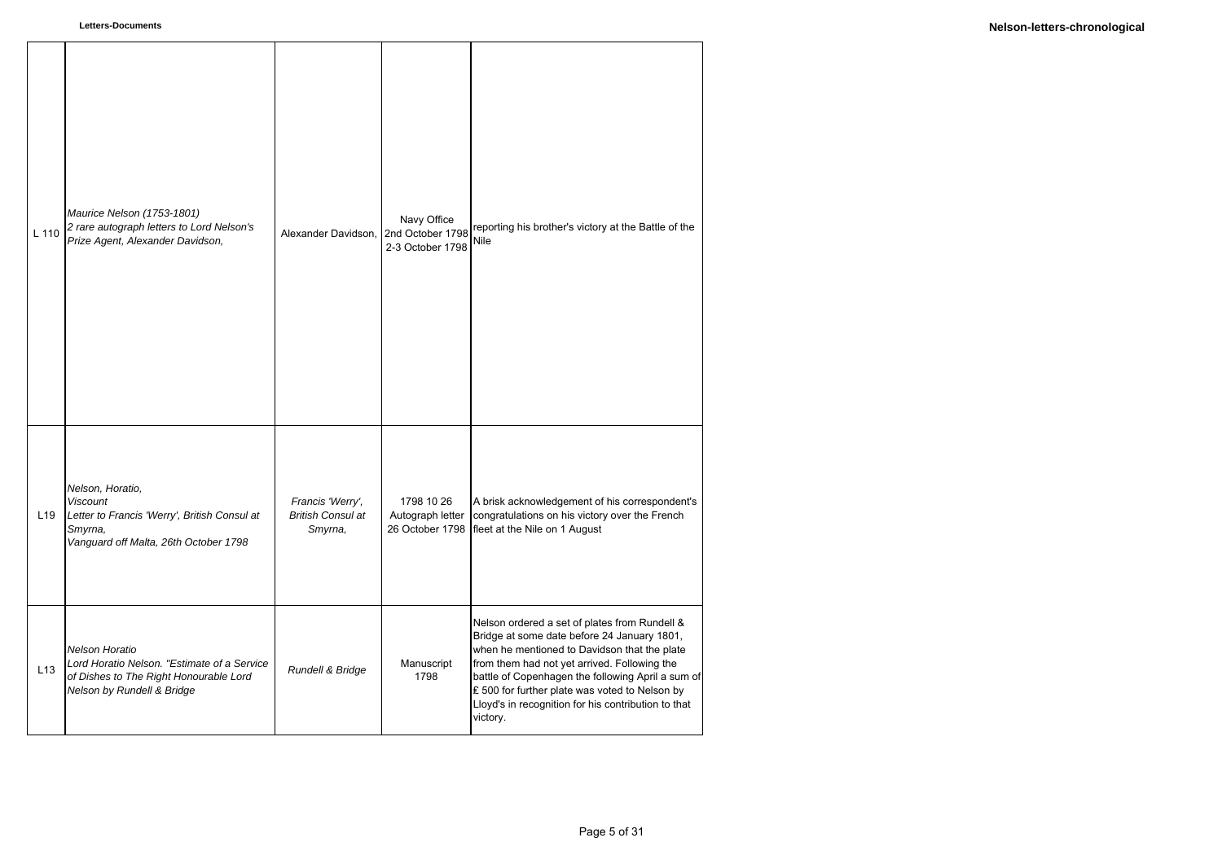| | | | | |
|---|---|---|---|---|
| L 110 | *Maurice Nelson (1753-1801)*<br>*2 rare autograph letters to Lord Nelson's Prize Agent, Alexander Davidson,* | Alexander Davidson, | Navy Office<br>2nd October 1798<br>2-3 October 1798 | reporting his brother's victory at the Battle of the Nile |
| L19 | Nelson, Horatio,<br>*Viscount*<br>Letter to Francis 'Werry', British Consul at Smyrna,<br>*Vanguard off Malta, 26th October 1798* | *Francis 'Werry', British Consul at Smyrna,* | 1798 10 26<br>Autograph letter<br>26 October 1798 | A brisk acknowledgement of his correspondent's congratulations on his victory over the French fleet at the Nile on 1 August |
| L13 | *Nelson Horatio*<br>*Lord Horatio Nelson. "Estimate of a Service of Dishes to The Right Honourable Lord Nelson by Rundell & Bridge* | *Rundell & Bridge* | Manuscript<br>1798 | Nelson ordered a set of plates from Rundell & Bridge at some date before 24 January 1801, when he mentioned to Davidson that the plate from them had not yet arrived. Following the battle of Copenhagen the following April a sum of £ 500 for further plate was voted to Nelson by Lloyd's in recognition for his contribution to that victory. |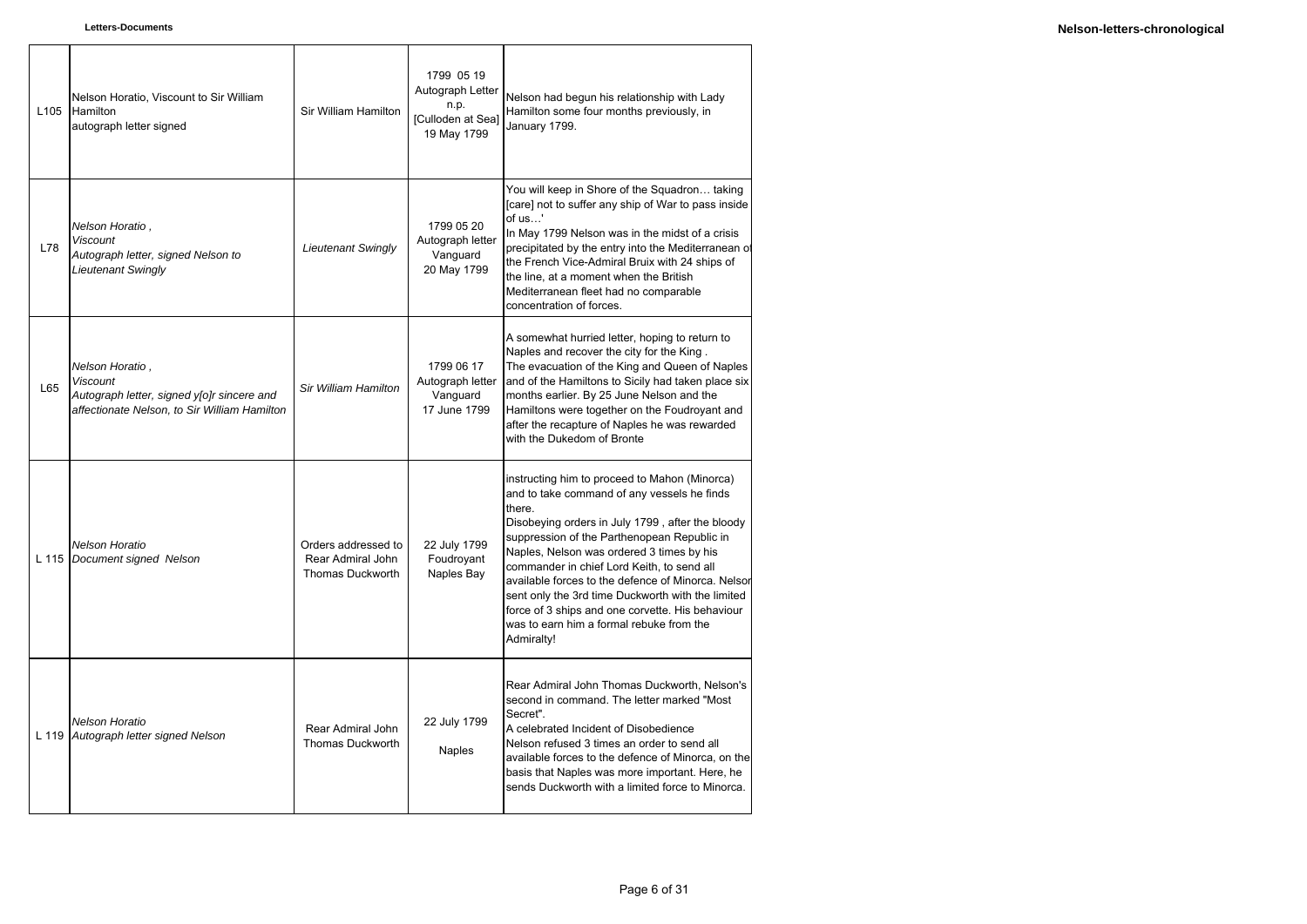| | | | | |
|---|---|---|---|---|
| L105 | Nelson Horatio, Viscount to Sir William Hamilton<br>autograph letter signed | Sir William Hamilton | 1799 05 19<br>Autograph Letter<br>n.p.<br>[Culloden at Sea]<br>19 May 1799 | Nelson had begun his relationship with Lady Hamilton some four months previously, in January 1799. |
| L78 | *Nelson Horatio ,*<br>*Viscount*<br>*Autograph letter, signed Nelson to Lieutenant Swingly* | *Lieutenant Swingly* | 1799 05 20<br>Autograph letter<br>Vanguard<br>20 May 1799 | You will keep in Shore of the Squadron… taking [care] not to suffer any ship of War to pass inside of us…'<br>In May 1799 Nelson was in the midst of a crisis precipitated by the entry into the Mediterranean of the French Vice-Admiral Bruix with 24 ships of the line, at a moment when the British Mediterranean fleet had no comparable concentration of forces. |
| L65 | *Nelson Horatio ,*<br>*Viscount*<br>*Autograph letter, signed y[o]r sincere and affectionate Nelson, to Sir William Hamilton* | *Sir William Hamilton* | 1799 06 17<br>Autograph letter<br>Vanguard<br>17 June 1799 | A somewhat hurried letter, hoping to return to Naples and recover the city for the King .<br>The evacuation of the King and Queen of Naples and of the Hamiltons to Sicily had taken place six months earlier. By 25 June Nelson and the Hamiltons were together on the Foudroyant and after the recapture of Naples he was rewarded with the Dukedom of Bronte |
| L 115 | *Nelson Horatio*<br>*Document signed Nelson* | Orders addressed to Rear Admiral John Thomas Duckworth | 22 July 1799<br>Foudroyant<br>Naples Bay | instructing him to proceed to Mahon (Minorca) and to take command of any vessels he finds there.<br>Disobeying orders in July 1799 , after the bloody suppression of the Parthenopean Republic in Naples, Nelson was ordered 3 times by his commander in chief Lord Keith, to send all available forces to the defence of Minorca. Nelson sent only the 3rd time Duckworth with the limited force of 3 ships and one corvette. His behaviour was to earn him a formal rebuke from the Admiralty! |
| L 119 | *Nelson Horatio*<br>*Autograph letter signed Nelson* | Rear Admiral John Thomas Duckworth | 22 July 1799<br><br>Naples | Rear Admiral John Thomas Duckworth, Nelson's second in command. The letter marked "Most Secret".<br>A celebrated Incident of Disobedience<br>Nelson refused 3 times an order to send all available forces to the defence of Minorca, on the basis that Naples was more important. Here, he sends Duckworth with a limited force to Minorca. |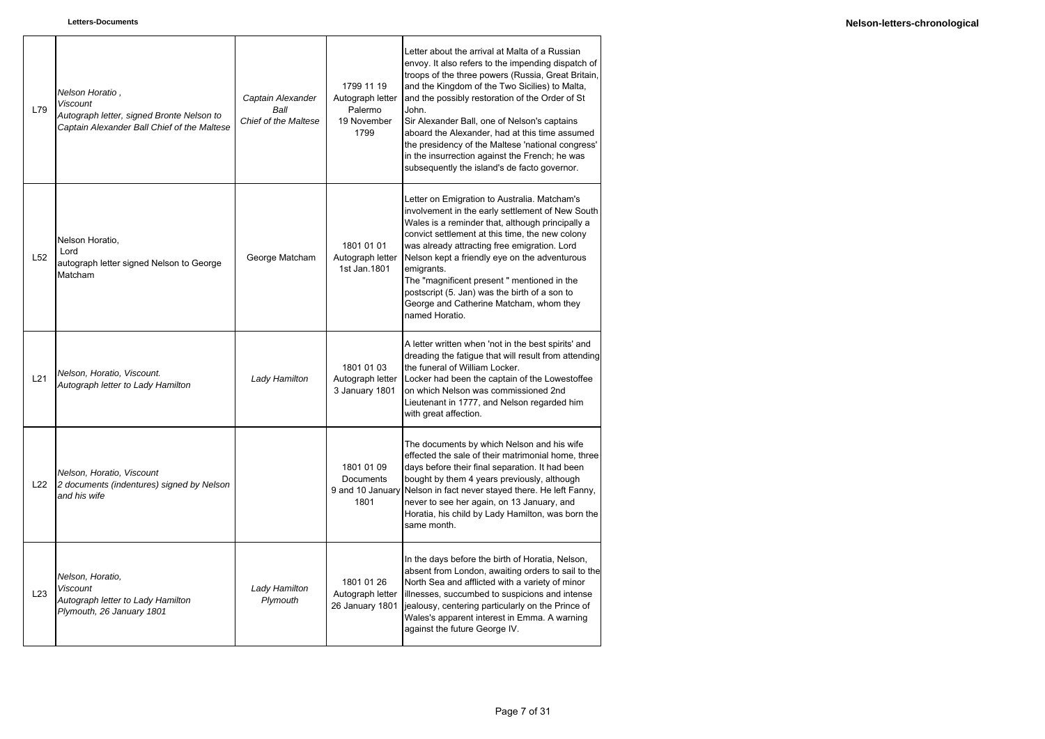| | | | | |
|---|---|---|---|---|
| L79 | *Nelson Horatio ,*<br>*Viscount*<br>*Autograph letter, signed Bronte Nelson to Captain Alexander Ball Chief of the Maltese* | *Captain Alexander Ball*<br>*Chief of the Maltese* | 1799 11 19<br>Autograph letter<br>Palermo<br>19 November 1799 | Letter about the arrival at Malta of a Russian envoy. It also refers to the impending dispatch of troops of the three powers (Russia, Great Britain, and the Kingdom of the Two Sicilies) to Malta, and the possibly restoration of the Order of St John.<br>Sir Alexander Ball, one of Nelson's captains aboard the Alexander, had at this time assumed the presidency of the Maltese 'national congress' in the insurrection against the French; he was subsequently the island's de facto governor. |
| L52 | Nelson Horatio,<br>Lord<br>autograph letter signed Nelson to George Matcham | George Matcham | 1801 01 01<br>Autograph letter<br>1st Jan.1801 | Letter on Emigration to Australia. Matcham's involvement in the early settlement of New South Wales is a reminder that, although principally a convict settlement at this time, the new colony was already attracting free emigration. Lord Nelson kept a friendly eye on the adventurous emigrants.<br>The "magnificent present " mentioned in the postscript (5. Jan) was the birth of a son to George and Catherine Matcham, whom they named Horatio. |
| L21 | *Nelson, Horatio, Viscount.*<br>*Autograph letter to Lady Hamilton* | *Lady Hamilton* | 1801 01 03<br>Autograph letter<br>3 January 1801 | A letter written when 'not in the best spirits' and dreading the fatigue that will result from attending the funeral of William Locker.<br>Locker had been the captain of the Lowestoffee on which Nelson was commissioned 2nd Lieutenant in 1777, and Nelson regarded him with great affection. |
| L22 | *Nelson, Horatio, Viscount*<br>*2 documents (indentures) signed by Nelson and his wife* | | 1801 01 09<br>Documents<br>9 and 10 January 1801 | The documents by which Nelson and his wife effected the sale of their matrimonial home, three days before their final separation. It had been bought by them 4 years previously, although Nelson in fact never stayed there. He left Fanny, never to see her again, on 13 January, and Horatia, his child by Lady Hamilton, was born the same month. |
| L23 | *Nelson, Horatio,*<br>*Viscount*<br>*Autograph letter to Lady Hamilton*<br>*Plymouth, 26 January 1801* | *Lady Hamilton*<br>*Plymouth* | 1801 01 26<br>Autograph letter<br>26 January 1801 | In the days before the birth of Horatia, Nelson, absent from London, awaiting orders to sail to the North Sea and afflicted with a variety of minor illnesses, succumbed to suspicions and intense jealousy, centering particularly on the Prince of Wales's apparent interest in Emma. A warning against the future George IV. |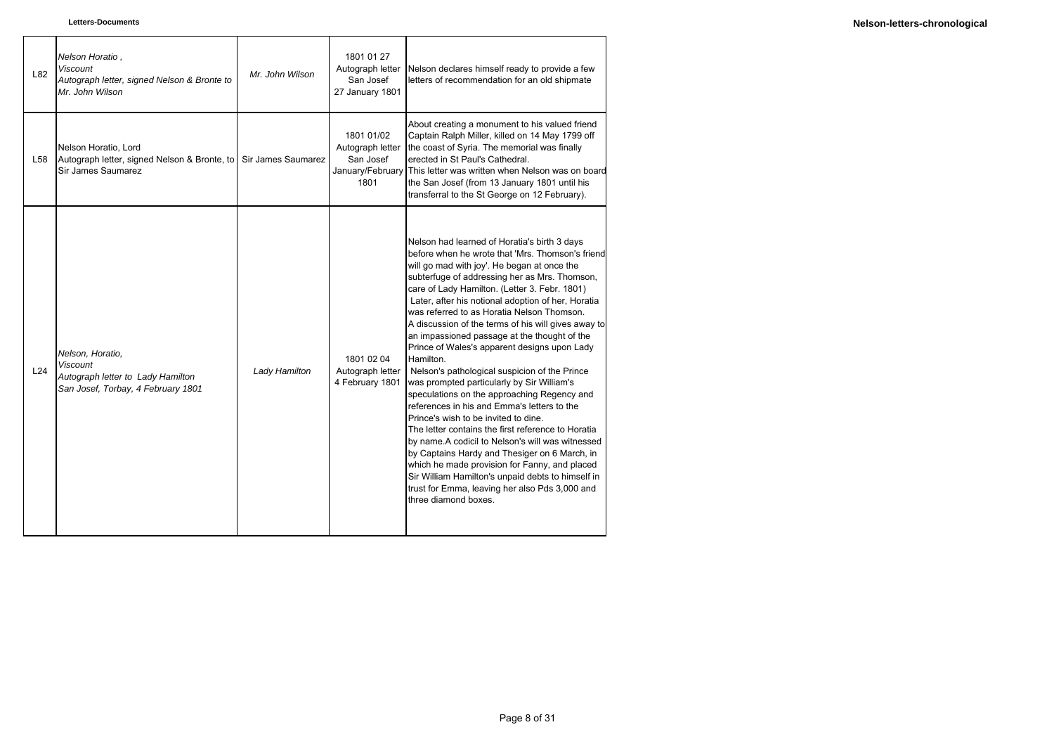| | | | | |
|---|---|---|---|---|
| L82 | *Nelson Horatio , Viscount Autograph letter, signed Nelson & Bronte to Mr. John Wilson* | *Mr. John Wilson* | 1801 01 27 Autograph letter San Josef 27 January 1801 | Nelson declares himself ready to provide a few letters of recommendation for an old shipmate |
| L58 | Nelson Horatio, Lord Autograph letter, signed Nelson & Bronte, to Sir James Saumarez | Sir James Saumarez | 1801 01/02 Autograph letter San Josef January/February 1801 | About creating a monument to his valued friend Captain Ralph Miller, killed on 14 May 1799 off the coast of Syria. The memorial was finally erected in St Paul's Cathedral. This letter was written when Nelson was on board the San Josef (from 13 January 1801 until his transferral to the St George on 12 February). |
| L24 | *Nelson, Horatio, Viscount Autograph letter to Lady Hamilton San Josef, Torbay, 4 February 1801* | *Lady Hamilton* | 1801 02 04 Autograph letter 4 February 1801 | Nelson had learned of Horatia's birth 3 days before when he wrote that 'Mrs. Thomson's friend will go mad with joy'. He began at once the subterfuge of addressing her as Mrs. Thomson, care of Lady Hamilton. (Letter 3. Febr. 1801) Later, after his notional adoption of her, Horatia was referred to as Horatia Nelson Thomson. A discussion of the terms of his will gives away to an impassioned passage at the thought of the Prince of Wales's apparent designs upon Lady Hamilton. Nelson's pathological suspicion of the Prince was prompted particularly by Sir William's speculations on the approaching Regency and references in his and Emma's letters to the Prince's wish to be invited to dine. The letter contains the first reference to Horatia by name.A codicil to Nelson's will was witnessed by Captains Hardy and Thesiger on 6 March, in which he made provision for Fanny, and placed Sir William Hamilton's unpaid debts to himself in trust for Emma, leaving her also Pds 3,000 and three diamond boxes. |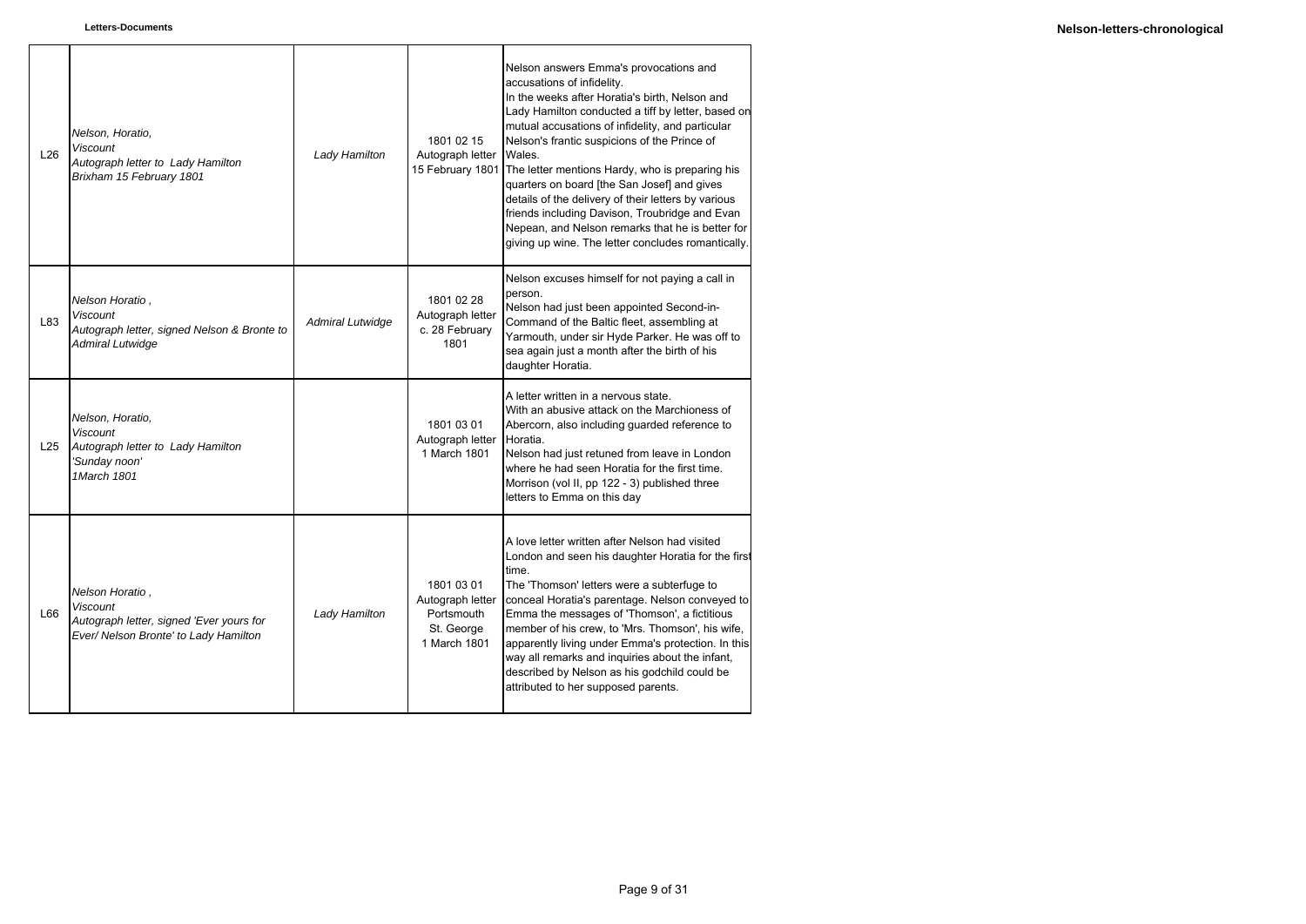| | | | | |
|---|---|---|---|---|
| L26 | *Nelson, Horatio, Viscount Autograph letter to Lady Hamilton Brixham 15 February 1801* | *Lady Hamilton* | 1801 02 15 Autograph letter 15 February 1801 | Nelson answers Emma's provocations and accusations of infidelity. In the weeks after Horatia's birth, Nelson and Lady Hamilton conducted a tiff by letter, based on mutual accusations of infidelity, and particular Nelson's frantic suspicions of the Prince of Wales. The letter mentions Hardy, who is preparing his quarters on board [the San Josef] and gives details of the delivery of their letters by various friends including Davison, Troubridge and Evan Nepean, and Nelson remarks that he is better for giving up wine. The letter concludes romantically. |
| L83 | *Nelson Horatio , Viscount Autograph letter, signed Nelson & Bronte to Admiral Lutwidge* | *Admiral Lutwidge* | 1801 02 28 Autograph letter c. 28 February 1801 | Nelson excuses himself for not paying a call in person. Nelson had just been appointed Second-in-Command of the Baltic fleet, assembling at Yarmouth, under sir Hyde Parker. He was off to sea again just a month after the birth of his daughter Horatia. |
| L25 | *Nelson, Horatio, Viscount Autograph letter to Lady Hamilton 'Sunday noon' 1March 1801* | | 1801 03 01 Autograph letter 1 March 1801 | A letter written in a nervous state. With an abusive attack on the Marchioness of Abercorn, also including guarded reference to Horatia. Nelson had just retuned from leave in London where he had seen Horatia for the first time. Morrison (vol II, pp 122 - 3) published three letters to Emma on this day |
| L66 | *Nelson Horatio , Viscount Autograph letter, signed 'Ever yours for Ever/ Nelson Bronte' to Lady Hamilton* | *Lady Hamilton* | 1801 03 01 Autograph letter Portsmouth St. George 1 March 1801 | A love letter written after Nelson had visited London and seen his daughter Horatia for the first time. The 'Thomson' letters were a subterfuge to conceal Horatia's parentage. Nelson conveyed to Emma the messages of 'Thomson', a fictitious member of his crew, to 'Mrs. Thomson', his wife, apparently living under Emma's protection. In this way all remarks and inquiries about the infant, described by Nelson as his godchild could be attributed to her supposed parents. |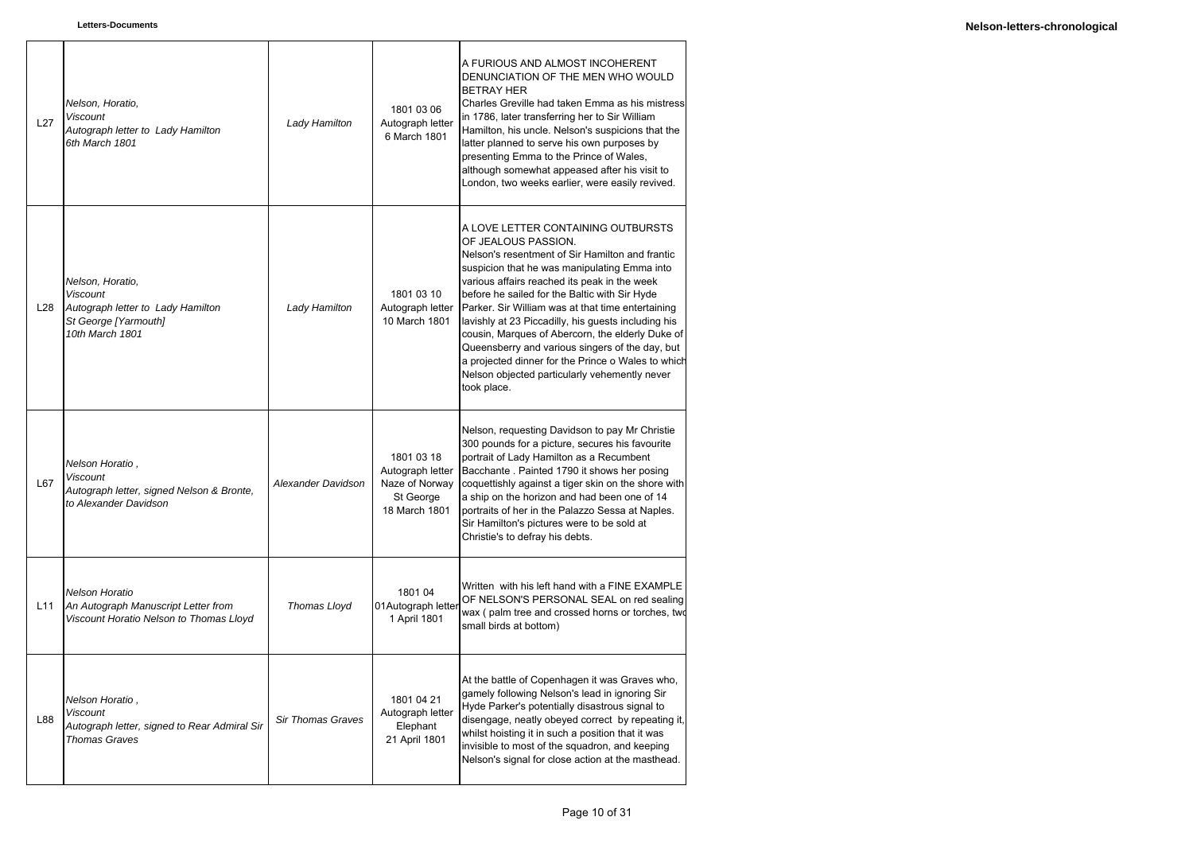| | | | | |
|---|---|---|---|---|
| L27 | *Nelson, Horatio, Viscount Autograph letter to Lady Hamilton 6th March 1801* | *Lady Hamilton* | 1801 03 06 Autograph letter 6 March 1801 | A FURIOUS AND ALMOST INCOHERENT DENUNCIATION OF THE MEN WHO WOULD BETRAY HER Charles Greville had taken Emma as his mistress in 1786, later transferring her to Sir William Hamilton, his uncle. Nelson's suspicions that the latter planned to serve his own purposes by presenting Emma to the Prince of Wales, although somewhat appeased after his visit to London, two weeks earlier, were easily revived. |
| L28 | *Nelson, Horatio, Viscount Autograph letter to Lady Hamilton St George [Yarmouth] 10th March 1801* | *Lady Hamilton* | 1801 03 10 Autograph letter 10 March 1801 | A LOVE LETTER CONTAINING OUTBURSTS OF JEALOUS PASSION. Nelson's resentment of Sir Hamilton and frantic suspicion that he was manipulating Emma into various affairs reached its peak in the week before he sailed for the Baltic with Sir Hyde Parker. Sir William was at that time entertaining lavishly at 23 Piccadilly, his guests including his cousin, Marques of Abercorn, the elderly Duke of Queensberry and various singers of the day, but a projected dinner for the Prince o Wales to which Nelson objected particularly vehemently never took place. |
| L67 | *Nelson Horatio , Viscount Autograph letter, signed Nelson & Bronte, to Alexander Davidson* | *Alexander Davidson* | 1801 03 18 Autograph letter Naze of Norway St George 18 March 1801 | Nelson, requesting Davidson to pay Mr Christie 300 pounds for a picture, secures his favourite portrait of Lady Hamilton as a Recumbent Bacchante . Painted 1790 it shows her posing coquettishly against a tiger skin on the shore with a ship on the horizon and had been one of 14 portraits of her in the Palazzo Sessa at Naples. Sir Hamilton's pictures were to be sold at Christie's to defray his debts. |
| L11 | *Nelson Horatio An Autograph Manuscript Letter from Viscount Horatio Nelson to Thomas Lloyd* | *Thomas Lloyd* | 1801 04 01Autograph letter 1 April 1801 | Written with his left hand with a FINE EXAMPLE OF NELSON'S PERSONAL SEAL on red sealing wax ( palm tree and crossed horns or torches, two small birds at bottom) |
| L88 | *Nelson Horatio , Viscount Autograph letter, signed to Rear Admiral Sir Thomas Graves* | *Sir Thomas Graves* | 1801 04 21 Autograph letter Elephant 21 April 1801 | At the battle of Copenhagen it was Graves who, gamely following Nelson's lead in ignoring Sir Hyde Parker's potentially disastrous signal to disengage, neatly obeyed correct by repeating it, whilst hoisting it in such a position that it was invisible to most of the squadron, and keeping Nelson's signal for close action at the masthead. |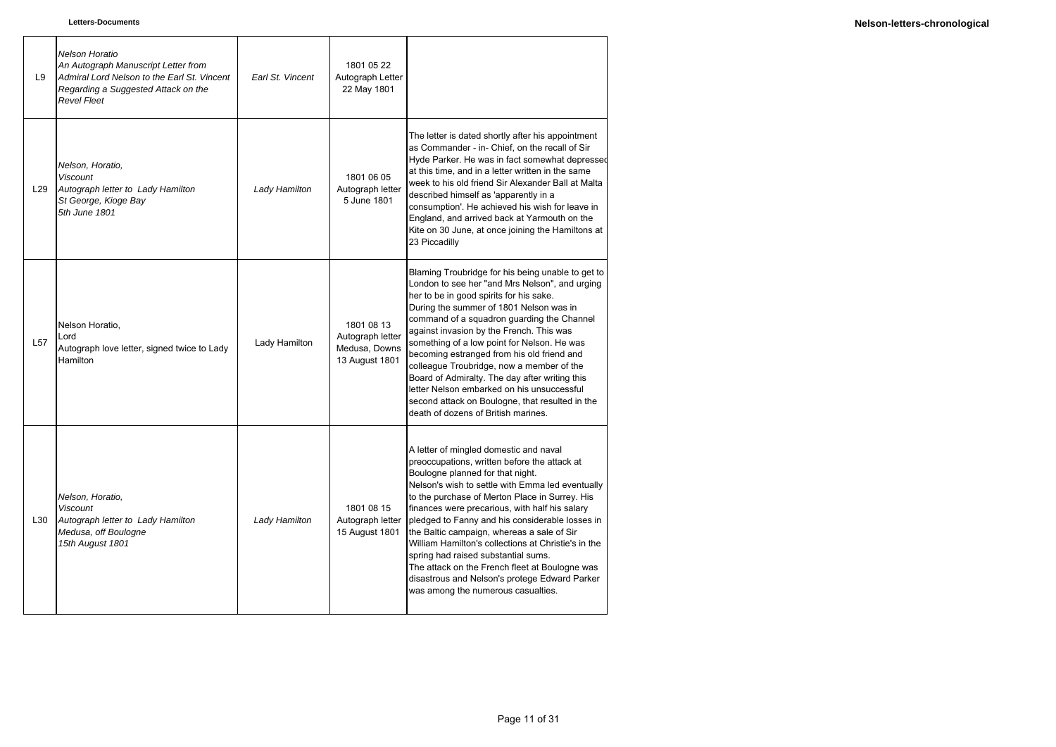| | | | | |
|---|---|---|---|---|
| L9 | *Nelson Horatio*<br>*An Autograph Manuscript Letter from Admiral Lord Nelson to the Earl St. Vincent Regarding a Suggested Attack on the Revel Fleet* | *Earl St. Vincent* | 1801 05 22<br>Autograph Letter<br>22 May 1801 | |
| L29 | *Nelson, Horatio,*<br>*Viscount*<br>*Autograph letter to Lady Hamilton*<br>*St George, Kioge Bay*<br>*5th June 1801* | *Lady Hamilton* | 1801 06 05<br>Autograph letter<br>5 June 1801 | The letter is dated shortly after his appointment as Commander - in- Chief, on the recall of Sir Hyde Parker. He was in fact somewhat depressed at this time, and in a letter written in the same week to his old friend Sir Alexander Ball at Malta described himself as 'apparently in a consumption'. He achieved his wish for leave in England, and arrived back at Yarmouth on the Kite on 30 June, at once joining the Hamiltons at 23 Piccadilly |
| L57 | Nelson Horatio,<br>Lord<br>Autograph love letter, signed twice to Lady Hamilton | Lady Hamilton | 1801 08 13<br>Autograph letter<br>Medusa, Downs<br>13 August 1801 | Blaming Troubridge for his being unable to get to London to see her "and Mrs Nelson", and urging her to be in good spirits for his sake.<br>During the summer of 1801 Nelson was in command of a squadron guarding the Channel against invasion by the French. This was something of a low point for Nelson. He was becoming estranged from his old friend and colleague Troubridge, now a member of the Board of Admiralty. The day after writing this letter Nelson embarked on his unsuccessful second attack on Boulogne, that resulted in the death of dozens of British marines. |
| L30 | *Nelson, Horatio,*<br>*Viscount*<br>*Autograph letter to Lady Hamilton*<br>*Medusa, off Boulogne*<br>*15th August 1801* | *Lady Hamilton* | 1801 08 15<br>Autograph letter<br>15 August 1801 | A letter of mingled domestic and naval preoccupations, written before the attack at Boulogne planned for that night.<br>Nelson's wish to settle with Emma led eventually to the purchase of Merton Place in Surrey. His finances were precarious, with half his salary pledged to Fanny and his considerable losses in the Baltic campaign, whereas a sale of Sir William Hamilton's collections at Christie's in the spring had raised substantial sums.<br>The attack on the French fleet at Boulogne was disastrous and Nelson's protege Edward Parker was among the numerous casualties. |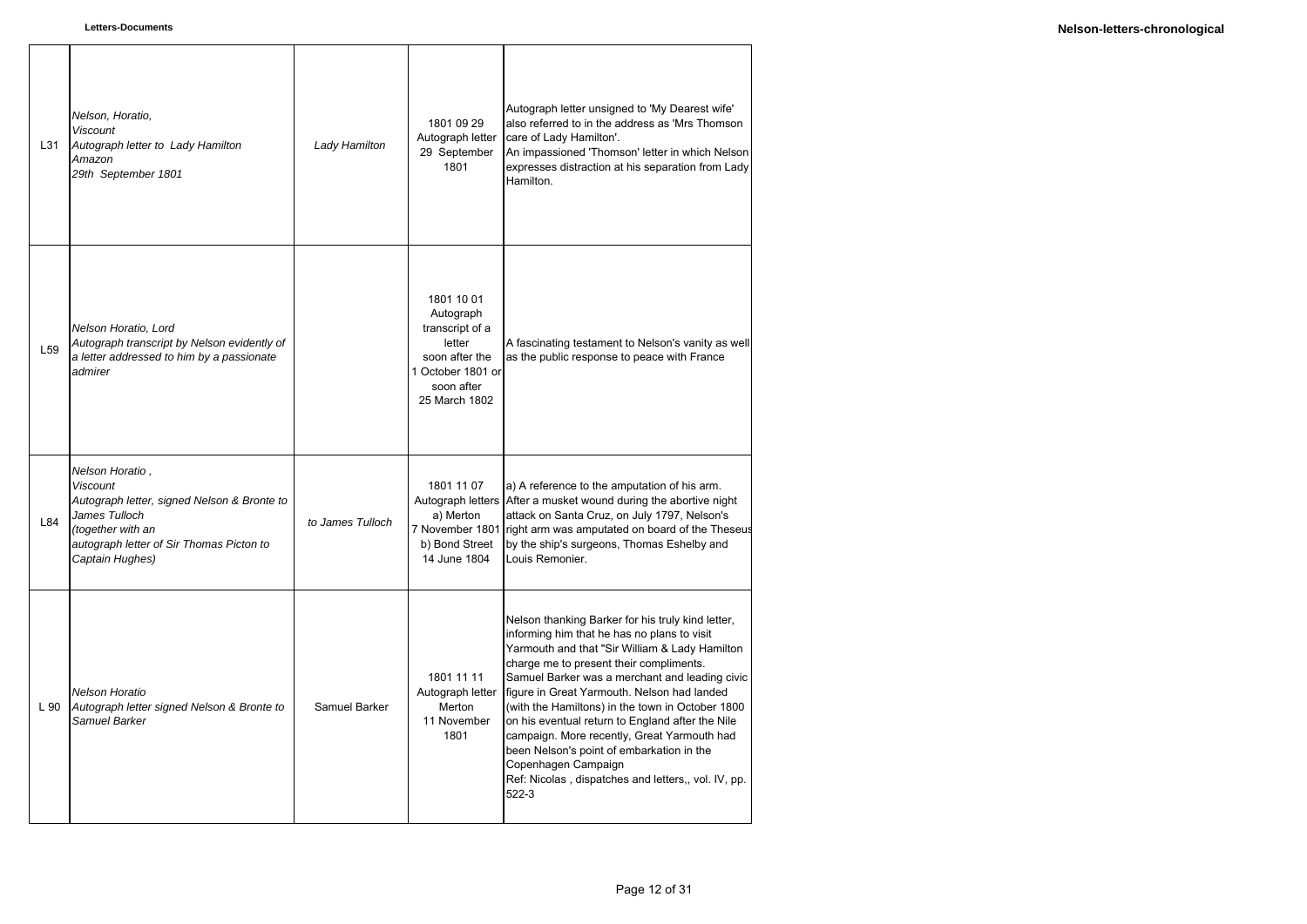| | | | | |
|---|---|---|---|---|
| L31 | *Nelson, Horatio, Viscount Autograph letter to Lady Hamilton Amazon 29th September 1801* | *Lady Hamilton* | 1801 09 29 Autograph letter 29 September 1801 | Autograph letter unsigned to 'My Dearest wife' also referred to in the address as 'Mrs Thomson care of Lady Hamilton'. An impassioned 'Thomson' letter in which Nelson expresses distraction at his separation from Lady Hamilton. |
| L59 | *Nelson Horatio, Lord Autograph transcript by Nelson evidently of a letter addressed to him by a passionate admirer* | | 1801 10 01 Autograph transcript of a letter soon after the 1 October 1801 or soon after 25 March 1802 | A fascinating testament to Nelson's vanity as well as the public response to peace with France |
| L84 | *Nelson Horatio , Viscount Autograph letter, signed Nelson & Bronte to James Tulloch (together with an autograph letter of Sir Thomas Picton to Captain Hughes)* | *to James Tulloch* | 1801 11 07 Autograph letters a) Merton 7 November 1801 b) Bond Street 14 June 1804 | a) A reference to the amputation of his arm. After a musket wound during the abortive night attack on Santa Cruz, on July 1797, Nelson's right arm was amputated on board of the Theseus by the ship's surgeons, Thomas Eshelby and Louis Remonier. |
| L 90 | *Nelson Horatio Autograph letter signed Nelson & Bronte to Samuel Barker* | Samuel Barker | 1801 11 11 Autograph letter Merton 11 November 1801 | Nelson thanking Barker for his truly kind letter, informing him that he has no plans to visit Yarmouth and that "Sir William & Lady Hamilton charge me to present their compliments. Samuel Barker was a merchant and leading civic figure in Great Yarmouth. Nelson had landed (with the Hamiltons) in the town in October 1800 on his eventual return to England after the Nile campaign. More recently, Great Yarmouth had been Nelson's point of embarkation in the Copenhagen Campaign Ref: Nicolas , dispatches and letters,, vol. IV, pp. 522-3 |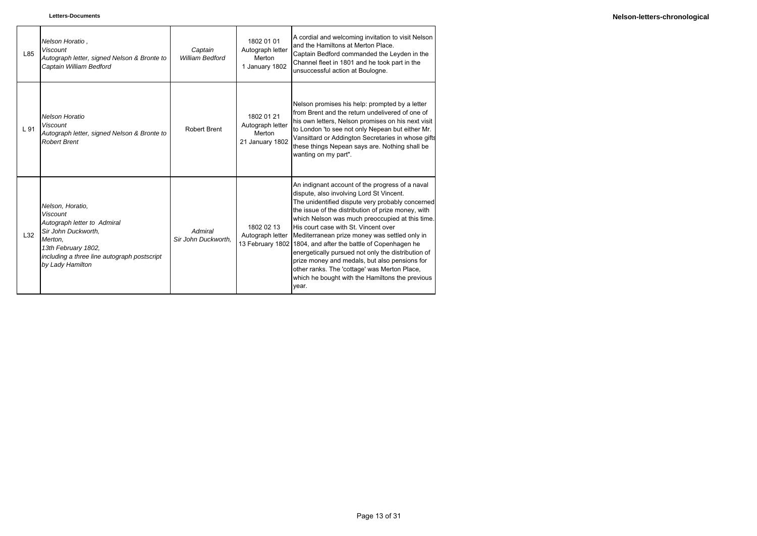| | | | | |
|---|---|---|---|---|
| L85 | *Nelson Horatio ,<br>Viscount<br>Autograph letter, signed Nelson & Bronte to Captain William Bedford* | *Captain<br>William Bedford* | 1802 01 01<br>Autograph letter<br>Merton<br>1 January 1802 | A cordial and welcoming invitation to visit Nelson and the Hamiltons at Merton Place.<br>Captain Bedford commanded the Leyden in the Channel fleet in 1801 and he took part in the unsuccessful action at Boulogne. |
| L 91 | *Nelson Horatio<br>Viscount<br>Autograph letter, signed Nelson & Bronte to Robert Brent* | Robert Brent | 1802 01 21<br>Autograph letter<br>Merton<br>21 January 1802 | Nelson promises his help: prompted by a letter from Brent and the return undelivered of one of his own letters, Nelson promises on his next visit to London 'to see not only Nepean but either Mr. Vansittard or Addington Secretaries in whose gifts these things Nepean says are. Nothing shall be wanting on my part". |
| L32 | *Nelson, Horatio,<br>Viscount<br>Autograph letter to Admiral Sir John Duckworth,<br>Merton,<br>13th February 1802,<br>including a three line autograph postscript by Lady Hamilton* | *Admiral<br>Sir John Duckworth,* | 1802 02 13<br>Autograph letter<br>13 February 1802 | An indignant account of the progress of a naval dispute, also involving Lord St Vincent.<br>The unidentified dispute very probably concerned the issue of the distribution of prize money, with which Nelson was much preoccupied at this time. His court case with St. Vincent over Mediterranean prize money was settled only in 1804, and after the battle of Copenhagen he energetically pursued not only the distribution of prize money and medals, but also pensions for other ranks. The 'cottage' was Merton Place, which he bought with the Hamiltons the previous year. |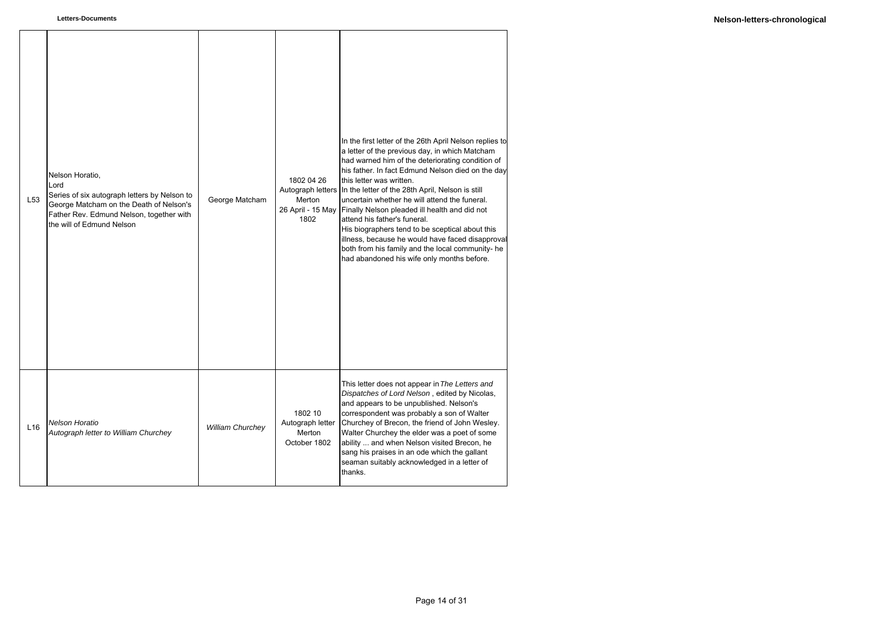| | | | | |
|---|---|---|---|---|
| L53 | Nelson Horatio, Lord<br>Series of six autograph letters by Nelson to George Matcham on the Death of Nelson's Father Rev. Edmund Nelson, together with the will of Edmund Nelson | George Matcham | 1802 04 26<br>Autograph letters<br>Merton<br>26 April - 15 May 1802 | In the first letter of the 26th April Nelson replies to a letter of the previous day, in which Matcham had warned him of the deteriorating condition of his father. In fact Edmund Nelson died on the day this letter was written.<br>In the letter of the 28th April, Nelson is still uncertain whether he will attend the funeral. Finally Nelson pleaded ill health and did not attend his father's funeral.<br>His biographers tend to be sceptical about this illness, because he would have faced disapproval both from his family and the local community- he had abandoned his wife only months before. |
| L16 | *Nelson Horatio*<br>*Autograph letter to William Churchey* | *William Churchey* | 1802 10<br>Autograph letter<br>Merton<br>October 1802 | This letter does not appear in *The Letters and Dispatches of Lord Nelson* , edited by Nicolas, and appears to be unpublished. Nelson's correspondent was probably a son of Walter Churchey of Brecon, the friend of John Wesley. Walter Churchey the elder was a poet of some ability ... and when Nelson visited Brecon, he sang his praises in an ode which the gallant seaman suitably acknowledged in a letter of thanks. |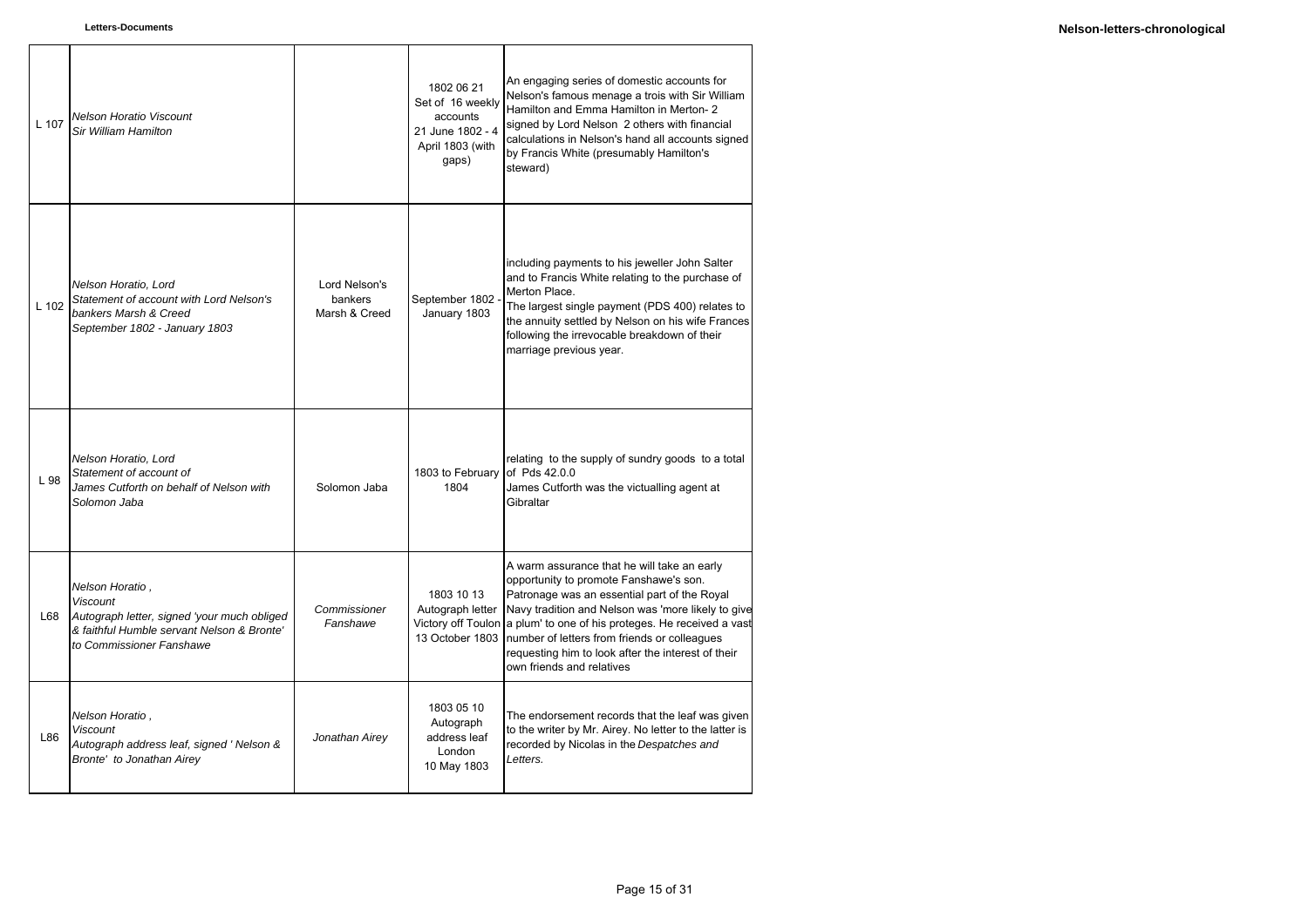| | | | | |
|---|---|---|---|---|
| L 107 | *Nelson Horatio Viscount*<br>*Sir William Hamilton* | | 1802 06 21<br>Set of 16 weekly accounts<br>21 June 1802 - 4 April 1803 (with gaps) | An engaging series of domestic accounts for Nelson's famous menage a trois with Sir William Hamilton and Emma Hamilton in Merton- 2 signed by Lord Nelson 2 others with financial calculations in Nelson's hand all accounts signed by Francis White (presumably Hamilton's steward) |
| L 102 | *Nelson Horatio, Lord*<br>*Statement of account with Lord Nelson's bankers Marsh & Creed*<br>*September 1802 - January 1803* | Lord Nelson's bankers Marsh & Creed | September 1802 - January 1803 | including payments to his jeweller John Salter and to Francis White relating to the purchase of Merton Place.<br>The largest single payment (PDS 400) relates to the annuity settled by Nelson on his wife Frances following the irrevocable breakdown of their marriage previous year. |
| L 98 | *Nelson Horatio, Lord*<br>*Statement of account of*<br>*James Cutforth on behalf of Nelson with Solomon Jaba* | Solomon Jaba | 1803 to February 1804 | relating to the supply of sundry goods to a total of Pds 42.0.0<br>James Cutforth was the victualling agent at Gibraltar |
| L68 | *Nelson Horatio ,*<br>*Viscount*<br>*Autograph letter, signed 'your much obliged & faithful Humble servant Nelson & Bronte' to Commissioner Fanshawe* | *Commissioner Fanshawe* | 1803 10 13<br>Autograph letter<br>Victory off Toulon<br>13 October 1803 | A warm assurance that he will take an early opportunity to promote Fanshawe's son. Patronage was an essential part of the Royal Navy tradition and Nelson was 'more likely to give a plum' to one of his proteges. He received a vast number of letters from friends or colleagues requesting him to look after the interest of their own friends and relatives |
| L86 | *Nelson Horatio ,*<br>*Viscount*<br>*Autograph address leaf, signed ' Nelson & Bronte' to Jonathan Airey* | *Jonathan Airey* | 1803 05 10<br>Autograph address leaf<br>London<br>10 May 1803 | The endorsement records that the leaf was given to the writer by Mr. Airey. No letter to the latter is recorded by Nicolas in the *Despatches and Letters.* |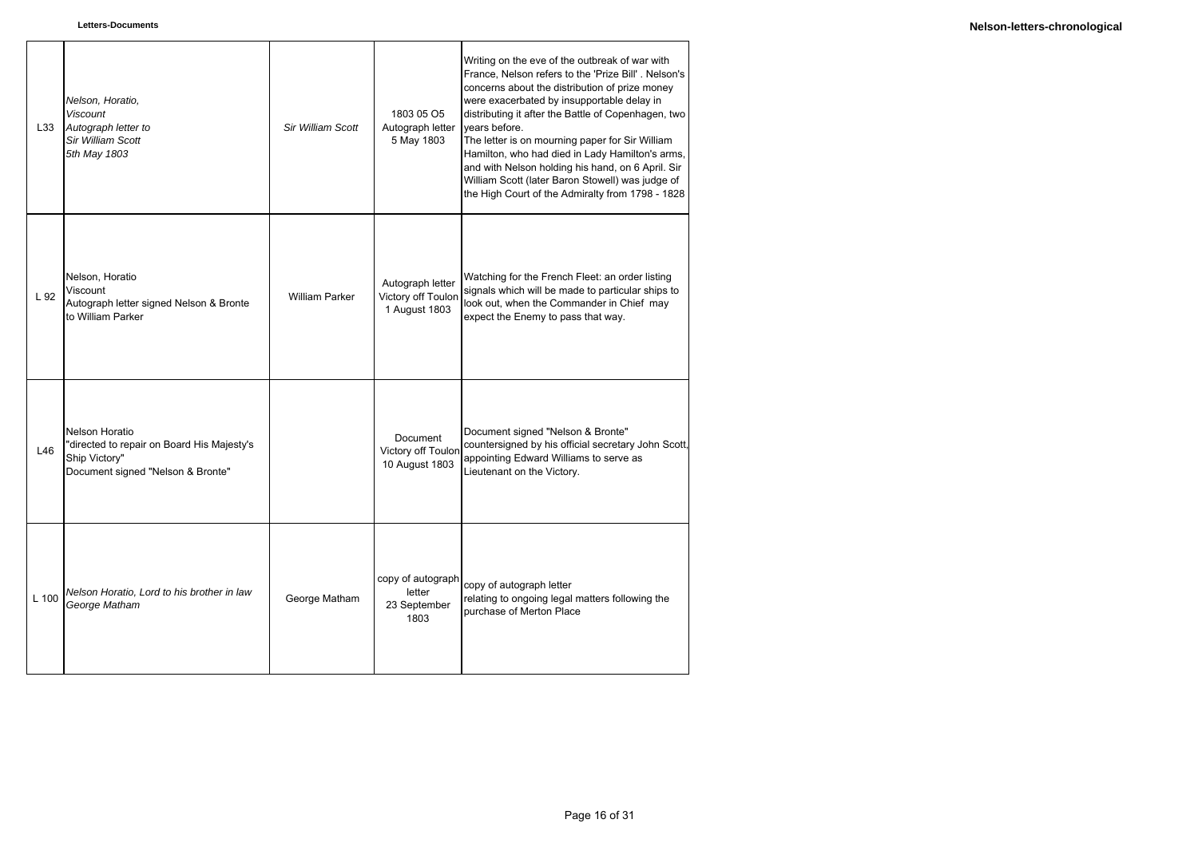| | | | | |
|---|---|---|---|---|
| L33 | *Nelson, Horatio, Viscount Autograph letter to Sir William Scott 5th May 1803* | *Sir William Scott* | 1803 05 O5 Autograph letter 5 May 1803 | Writing on the eve of the outbreak of war with France, Nelson refers to the 'Prize Bill' . Nelson's concerns about the distribution of prize money were exacerbated by insupportable delay in distributing it after the Battle of Copenhagen, two years before. The letter is on mourning paper for Sir William Hamilton, who had died in Lady Hamilton's arms, and with Nelson holding his hand, on 6 April. Sir William Scott (later Baron Stowell) was judge of the High Court of the Admiralty from 1798 - 1828 |
| L 92 | Nelson, Horatio Viscount Autograph letter signed Nelson & Bronte to William Parker | William Parker | Autograph letter Victory off Toulon 1 August 1803 | Watching for the French Fleet: an order listing signals which will be made to particular ships to look out, when the Commander in Chief may expect the Enemy to pass that way. |
| L46 | Nelson Horatio "directed to repair on Board His Majesty's Ship Victory" Document signed "Nelson & Bronte" | | Document Victory off Toulon 10 August 1803 | Document signed "Nelson & Bronte" countersigned by his official secretary John Scott, appointing Edward Williams to serve as Lieutenant on the Victory. |
| L 100 | *Nelson Horatio, Lord to his brother in law George Matham* | George Matham | copy of autograph letter 23 September 1803 | copy of autograph letter relating to ongoing legal matters following the purchase of Merton Place |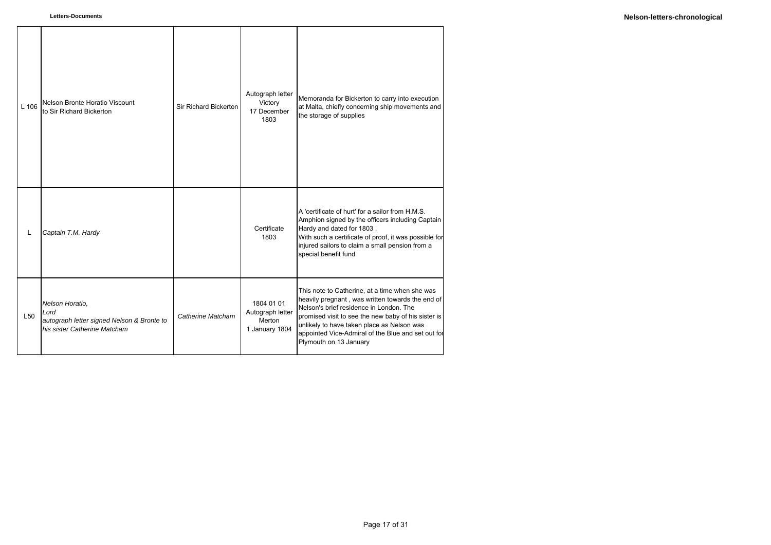| | | | | |
|---|---|---|---|---|
| L 106 | Nelson Bronte Horatio Viscount to Sir Richard Bickerton | Sir Richard Bickerton | Autograph letter Victory 17 December 1803 | Memoranda for Bickerton to carry into execution at Malta, chiefly concerning ship movements and the storage of supplies |
| L | *Captain T.M. Hardy* | | Certificate 1803 | A 'certificate of hurt' for a sailor from H.M.S. Amphion signed by the officers including Captain Hardy and dated for 1803 . With such a certificate of proof, it was possible for injured sailors to claim a small pension from a special benefit fund |
| L50 | *Nelson Horatio, Lord autograph letter signed Nelson & Bronte to his sister Catherine Matcham* | *Catherine Matcham* | 1804 01 01 Autograph letter Merton 1 January 1804 | This note to Catherine, at a time when she was heavily pregnant , was written towards the end of Nelson's brief residence in London. The promised visit to see the new baby of his sister is unlikely to have taken place as Nelson was appointed Vice-Admiral of the Blue and set out for Plymouth on 13 January |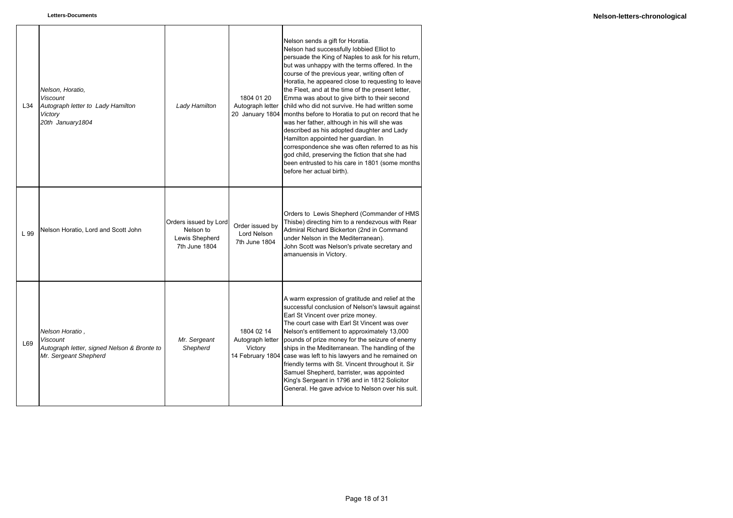| | | | | |
|---|---|---|---|---|
| L34 | *Nelson, Horatio, Viscount Autograph letter to Lady Hamilton Victory 20th January1804* | *Lady Hamilton* | 1804 01 20 Autograph letter 20 January 1804 | Nelson sends a gift for Horatia. Nelson had successfully lobbied Elliot to persuade the King of Naples to ask for his return, but was unhappy with the terms offered. In the course of the previous year, writing often of Horatia, he appeared close to requesting to leave the Fleet, and at the time of the present letter, Emma was about to give birth to their second child who did not survive. He had written some months before to Horatia to put on record that he was her father, although in his will she was described as his adopted daughter and Lady Hamilton appointed her guardian. In correspondence she was often referred to as his god child, preserving the fiction that she had been entrusted to his care in 1801 (some months before her actual birth). |
| L 99 | Nelson Horatio, Lord and Scott John | Orders issued by Lord Nelson to Lewis Shepherd 7th June 1804 | Order issued by Lord Nelson 7th June 1804 | Orders to Lewis Shepherd (Commander of HMS Thisbe) directing him to a rendezvous with Rear Admiral Richard Bickerton (2nd in Command under Nelson in the Mediterranean). John Scott was Nelson's private secretary and amanuensis in Victory. |
| L69 | *Nelson Horatio , Viscount Autograph letter, signed Nelson & Bronte to Mr. Sergeant Shepherd* | *Mr. Sergeant Shepherd* | 1804 02 14 Autograph letter Victory 14 February 1804 | A warm expression of gratitude and relief at the successful conclusion of Nelson's lawsuit against Earl St Vincent over prize money. The court case with Earl St Vincent was over Nelson's entitlement to approximately 13,000 pounds of prize money for the seizure of enemy ships in the Mediterranean. The handling of the case was left to his lawyers and he remained on friendly terms with St. Vincent throughout it. Sir Samuel Shepherd, barrister, was appointed King's Sergeant in 1796 and in 1812 Solicitor General. He gave advice to Nelson over his suit. |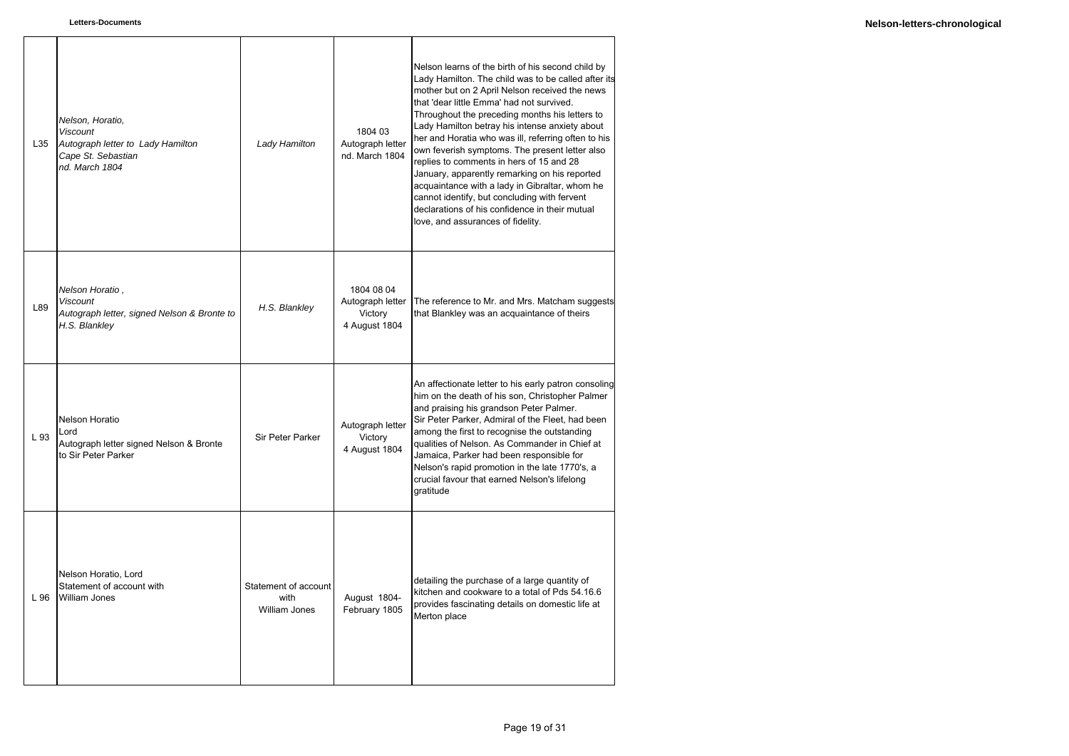| | | | | |
|---|---|---|---|---|
| L35 | *Nelson, Horatio, Viscount*<br>*Autograph letter to Lady Hamilton*<br>*Cape St. Sebastian*<br>*nd. March 1804* | *Lady Hamilton* | 1804 03<br>Autograph letter<br>nd. March 1804 | Nelson learns of the birth of his second child by Lady Hamilton. The child was to be called after its mother but on 2 April Nelson received the news that 'dear little Emma' had not survived. Throughout the preceding months his letters to Lady Hamilton betray his intense anxiety about her and Horatia who was ill, referring often to his own feverish symptoms. The present letter also replies to comments in hers of 15 and 28 January, apparently remarking on his reported acquaintance with a lady in Gibraltar, whom he cannot identify, but concluding with fervent declarations of his confidence in their mutual love, and assurances of fidelity. |
| L89 | *Nelson Horatio ,*<br>*Viscount*<br>*Autograph letter, signed Nelson & Bronte to H.S. Blankley* | *H.S. Blankley* | 1804 08 04<br>Autograph letter<br>Victory<br>4 August 1804 | The reference to Mr. and Mrs. Matcham suggests that Blankley was an acquaintance of theirs |
| L 93 | Nelson Horatio<br>Lord<br>Autograph letter signed Nelson & Bronte to Sir Peter Parker | Sir Peter Parker | Autograph letter<br>Victory<br>4 August 1804 | An affectionate letter to his early patron consoling him on the death of his son, Christopher Palmer and praising his grandson Peter Palmer.<br>Sir Peter Parker, Admiral of the Fleet, had been among the first to recognise the outstanding qualities of Nelson. As Commander in Chief at Jamaica, Parker had been responsible for Nelson's rapid promotion in the late 1770's, a crucial favour that earned Nelson's lifelong gratitude |
| L 96 | Nelson Horatio, Lord<br>Statement of account with<br>William Jones | Statement of account with William Jones | August 1804-<br>February 1805 | detailing the purchase of a large quantity of kitchen and cookware to a total of Pds 54.16.6 provides fascinating details on domestic life at Merton place |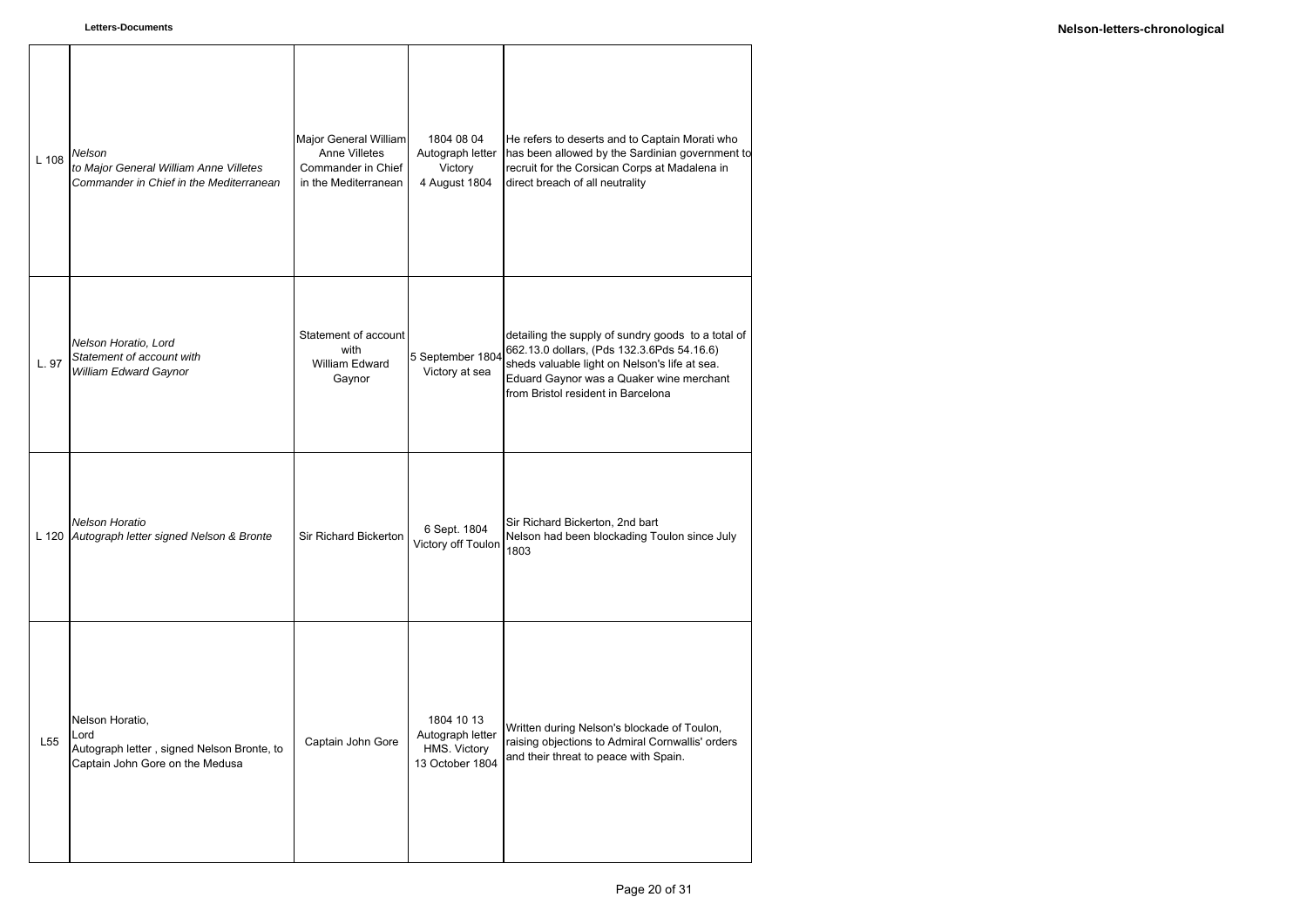| | | | | |
|---|---|---|---|---|
| L 108 | *Nelson*<br>*to Major General William Anne Villetes Commander in Chief in the Mediterranean* | Major General William Anne Villetes Commander in Chief in the Mediterranean | 1804 08 04<br>Autograph letter<br>Victory<br>4 August 1804 | He refers to deserts and to Captain Morati who has been allowed by the Sardinian government to recruit for the Corsican Corps at Madalena in direct breach of all neutrality |
| L. 97 | *Nelson Horatio, Lord*<br>*Statement of account with William Edward Gaynor* | Statement of account with William Edward Gaynor | 5 September 1804<br>Victory at sea | detailing the supply of sundry goods to a total of 662.13.0 dollars, (Pds 132.3.6Pds 54.16.6) sheds valuable light on Nelson's life at sea. Eduard Gaynor was a Quaker wine merchant from Bristol resident in Barcelona |
| L 120 | *Nelson Horatio*<br>*Autograph letter signed Nelson & Bronte* | Sir Richard Bickerton | 6 Sept. 1804<br>Victory off Toulon | Sir Richard Bickerton, 2nd bart<br>Nelson had been blockading Toulon since July 1803 |
| L55 | Nelson Horatio,<br>Lord<br>Autograph letter , signed Nelson Bronte, to Captain John Gore on the Medusa | Captain John Gore | 1804 10 13<br>Autograph letter<br>HMS. Victory<br>13 October 1804 | Written during Nelson's blockade of Toulon, raising objections to Admiral Cornwallis' orders and their threat to peace with Spain. |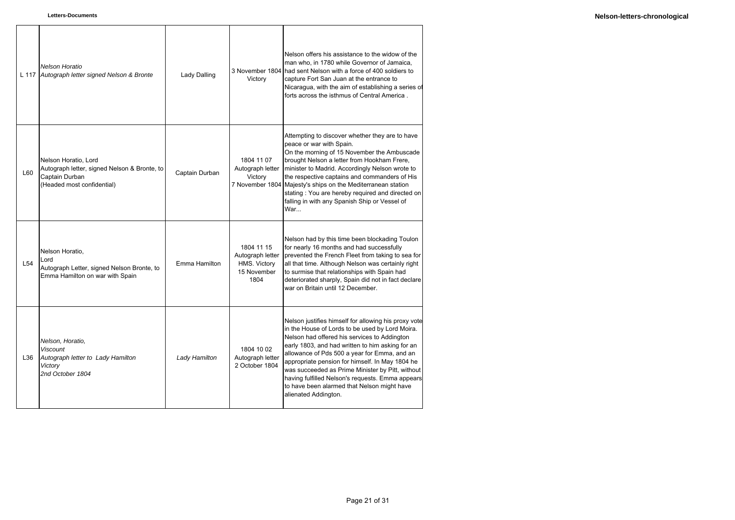| | | | | |
|---|---|---|---|---|
| L 117 | *Nelson Horatio*<br>*Autograph letter signed Nelson & Bronte* | Lady Dalling | 3 November 1804<br>Victory | Nelson offers his assistance to the widow of the man who, in 1780 while Governor of Jamaica, had sent Nelson with a force of 400 soldiers to capture Fort San Juan at the entrance to Nicaragua, with the aim of establishing a series of forts across the isthmus of Central America . |
| L60 | Nelson Horatio, Lord<br>Autograph letter, signed Nelson & Bronte, to Captain Durban<br>(Headed most confidential) | Captain Durban | 1804 11 07<br>Autograph letter<br>Victory<br>7 November 1804 | Attempting to discover whether they are to have peace or war with Spain.<br>On the morning of 15 November the Ambuscade brought Nelson a letter from Hookham Frere, minister to Madrid. Accordingly Nelson wrote to the respective captains and commanders of His Majesty's ships on the Mediterranean station stating : You are hereby required and directed on falling in with any Spanish Ship or Vessel of War... |
| L54 | Nelson Horatio,<br>Lord<br>Autograph Letter, signed Nelson Bronte, to Emma Hamilton on war with Spain | Emma Hamilton | 1804 11 15<br>Autograph letter<br>HMS. Victory<br>15 November 1804 | Nelson had by this time been blockading Toulon for nearly 16 months and had successfully prevented the French Fleet from taking to sea for all that time. Although Nelson was certainly right to surmise that relationships with Spain had deteriorated sharply, Spain did not in fact declare war on Britain until 12 December. |
| L36 | *Nelson, Horatio,*<br>*Viscount*<br>*Autograph letter to Lady Hamilton*<br>*Victory*<br>*2nd October 1804* | *Lady Hamilton* | 1804 10 02<br>Autograph letter<br>2 October 1804 | Nelson justifies himself for allowing his proxy vote in the House of Lords to be used by Lord Moira. Nelson had offered his services to Addington early 1803, and had written to him asking for an allowance of Pds 500 a year for Emma, and an appropriate pension for himself. In May 1804 he was succeeded as Prime Minister by Pitt, without having fulfilled Nelson's requests. Emma appears to have been alarmed that Nelson might have alienated Addington. |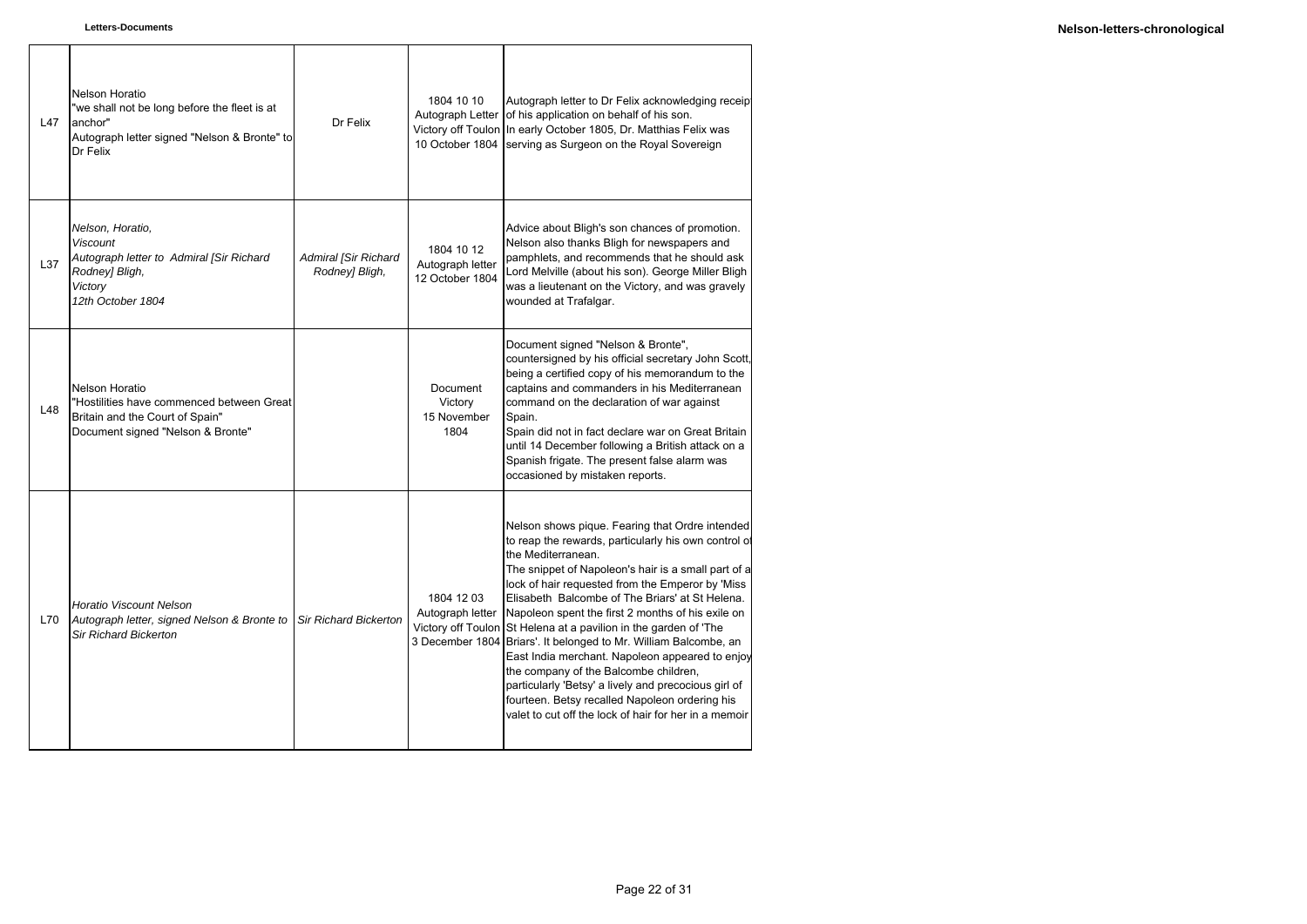| | | | | |
|---|---|---|---|---|
| L47 | Nelson Horatio<br>"we shall not be long before the fleet is at anchor"<br>Autograph letter signed "Nelson & Bronte" to Dr Felix | Dr Felix | 1804 10 10<br>Autograph Letter<br>Victory off Toulon<br>10 October 1804 | Autograph letter to Dr Felix acknowledging receip of his application on behalf of his son.<br>In early October 1805, Dr. Matthias Felix was serving as Surgeon on the Royal Sovereign |
| L37 | *Nelson, Horatio,*<br>*Viscount*<br>*Autograph letter to Admiral [Sir Richard Rodney] Bligh,*<br>*Victory*<br>*12th October 1804* | *Admiral [Sir Richard Rodney] Bligh,* | 1804 10 12<br>Autograph letter<br>12 October 1804 | Advice about Bligh's son chances of promotion. Nelson also thanks Bligh for newspapers and pamphlets, and recommends that he should ask Lord Melville (about his son). George Miller Bligh was a lieutenant on the Victory, and was gravely wounded at Trafalgar. |
| L48 | Nelson Horatio<br>"Hostilities have commenced between Great Britain and the Court of Spain"<br>Document signed "Nelson & Bronte" | | Document<br>Victory<br>15 November<br>1804 | Document signed "Nelson & Bronte", countersigned by his official secretary John Scott, being a certified copy of his memorandum to the captains and commanders in his Mediterranean command on the declaration of war against Spain.<br>Spain did not in fact declare war on Great Britain until 14 December following a British attack on a Spanish frigate. The present false alarm was occasioned by mistaken reports. |
| L70 | *Horatio Viscount Nelson*<br>*Autograph letter, signed Nelson & Bronte to Sir Richard Bickerton* | *Sir Richard Bickerton* | 1804 12 03<br>Autograph letter<br>Victory off Toulon<br>3 December 1804 | Nelson shows pique. Fearing that Ordre intended to reap the rewards, particularly his own control of the Mediterranean.<br>The snippet of Napoleon's hair is a small part of a lock of hair requested from the Emperor by 'Miss Elisabeth Balcombe of The Briars' at St Helena. Napoleon spent the first 2 months of his exile on St Helena at a pavilion in the garden of 'The Briars'. It belonged to Mr. William Balcombe, an East India merchant. Napoleon appeared to enjoy the company of the Balcombe children, particularly 'Betsy' a lively and precocious girl of fourteen. Betsy recalled Napoleon ordering his valet to cut off the lock of hair for her in a memoir |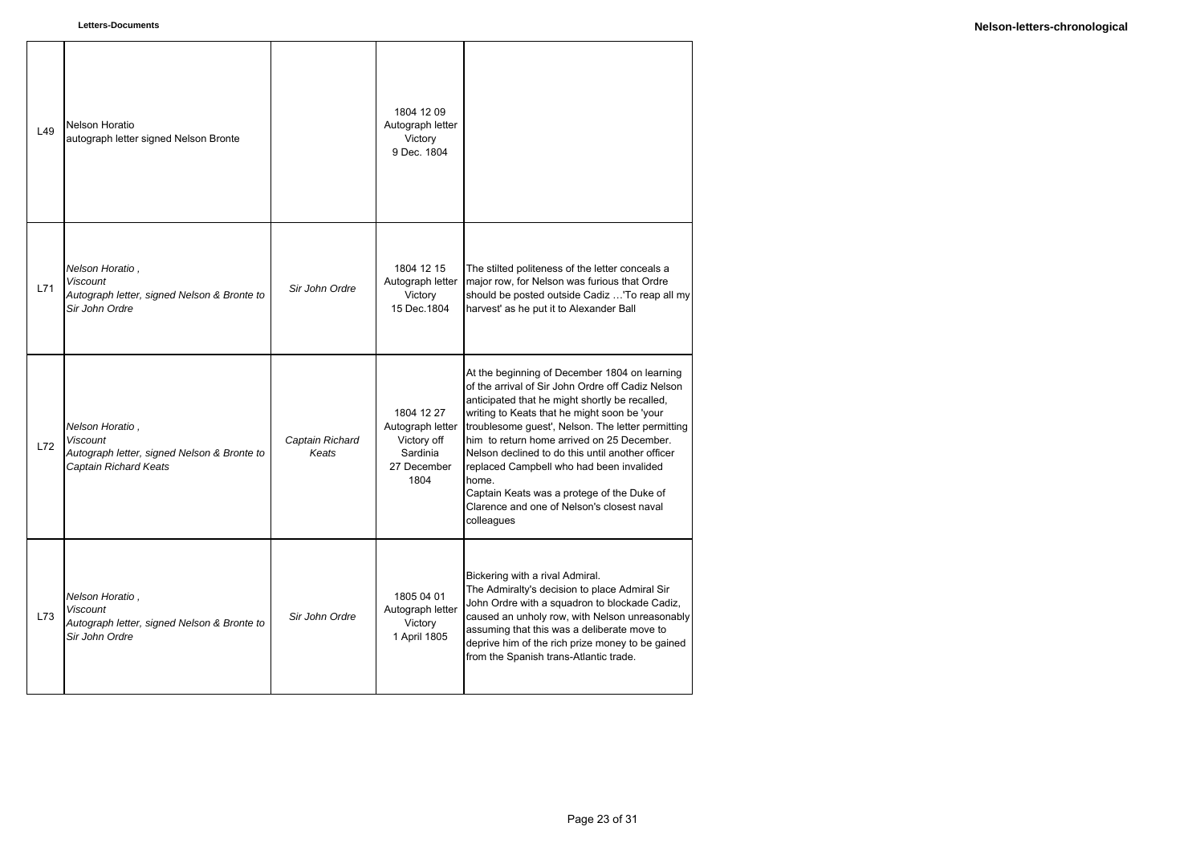| | | | | |
|---|---|---|---|---|
| L49 | Nelson Horatio<br>autograph letter signed Nelson Bronte | | 1804 12 09<br>Autograph letter<br>Victory<br>9 Dec. 1804 | |
| L71 | *Nelson Horatio ,<br>Viscount<br>Autograph letter, signed Nelson & Bronte to Sir John Ordre* | *Sir John Ordre* | 1804 12 15<br>Autograph letter<br>Victory<br>15 Dec.1804 | The stilted politeness of the letter conceals a major row, for Nelson was furious that Ordre should be posted outside Cadiz …'To reap all my harvest' as he put it to Alexander Ball |
| L72 | *Nelson Horatio ,<br>Viscount<br>Autograph letter, signed Nelson & Bronte to Captain Richard Keats* | *Captain Richard Keats* | 1804 12 27<br>Autograph letter<br>Victory off Sardinia<br>27 December 1804 | At the beginning of December 1804 on learning of the arrival of Sir John Ordre off Cadiz Nelson anticipated that he might shortly be recalled, writing to Keats that he might soon be 'your troublesome guest', Nelson. The letter permitting him to return home arrived on 25 December. Nelson declined to do this until another officer replaced Campbell who had been invalided home.<br>Captain Keats was a protege of the Duke of Clarence and one of Nelson's closest naval colleagues |
| L73 | *Nelson Horatio ,<br>Viscount<br>Autograph letter, signed Nelson & Bronte to Sir John Ordre* | *Sir John Ordre* | 1805 04 01<br>Autograph letter<br>Victory<br>1 April 1805 | Bickering with a rival Admiral.<br>The Admiralty's decision to place Admiral Sir John Ordre with a squadron to blockade Cadiz, caused an unholy row, with Nelson unreasonably assuming that this was a deliberate move to deprive him of the rich prize money to be gained from the Spanish trans-Atlantic trade. |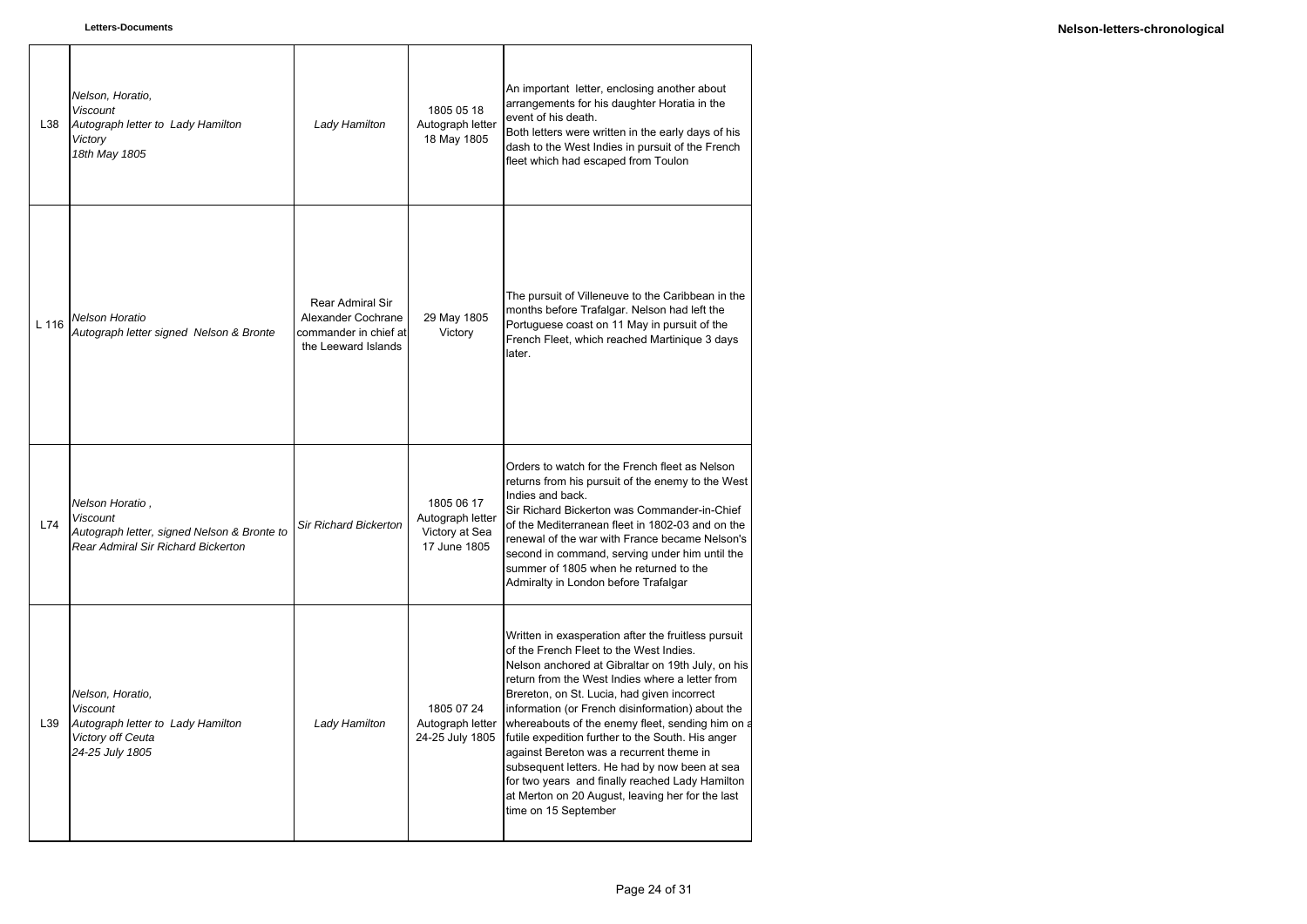| | | | | |
|---|---|---|---|---|
| L38 | *Nelson, Horatio,*<br>*Viscount*<br>*Autograph letter to Lady Hamilton*<br>*Victory*<br>*18th May 1805* | *Lady Hamilton* | 1805 05 18<br>Autograph letter<br>18 May 1805 | An important letter, enclosing another about arrangements for his daughter Horatia in the event of his death.<br>Both letters were written in the early days of his dash to the West Indies in pursuit of the French fleet which had escaped from Toulon |
| L 116 | *Nelson Horatio*<br>*Autograph letter signed Nelson & Bronte* | Rear Admiral Sir Alexander Cochrane commander in chief at the Leeward Islands | 29 May 1805<br>Victory | The pursuit of Villeneuve to the Caribbean in the months before Trafalgar. Nelson had left the Portuguese coast on 11 May in pursuit of the French Fleet, which reached Martinique 3 days later. |
| L74 | *Nelson Horatio ,*<br>*Viscount*<br>*Autograph letter, signed Nelson & Bronte to Rear Admiral Sir Richard Bickerton* | *Sir Richard Bickerton* | 1805 06 17<br>Autograph letter<br>Victory at Sea<br>17 June 1805 | Orders to watch for the French fleet as Nelson returns from his pursuit of the enemy to the West Indies and back.<br>Sir Richard Bickerton was Commander-in-Chief of the Mediterranean fleet in 1802-03 and on the renewal of the war with France became Nelson's second in command, serving under him until the summer of 1805 when he returned to the Admiralty in London before Trafalgar |
| L39 | *Nelson, Horatio,*<br>*Viscount*<br>*Autograph letter to Lady Hamilton*<br>*Victory off Ceuta*<br>*24-25 July 1805* | *Lady Hamilton* | 1805 07 24<br>Autograph letter<br>24-25 July 1805 | Written in exasperation after the fruitless pursuit of the French Fleet to the West Indies.<br>Nelson anchored at Gibraltar on 19th July, on his return from the West Indies where a letter from Brereton, on St. Lucia, had given incorrect information (or French disinformation) about the whereabouts of the enemy fleet, sending him on a futile expedition further to the South. His anger against Bereton was a recurrent theme in subsequent letters. He had by now been at sea for two years and finally reached Lady Hamilton at Merton on 20 August, leaving her for the last time on 15 September |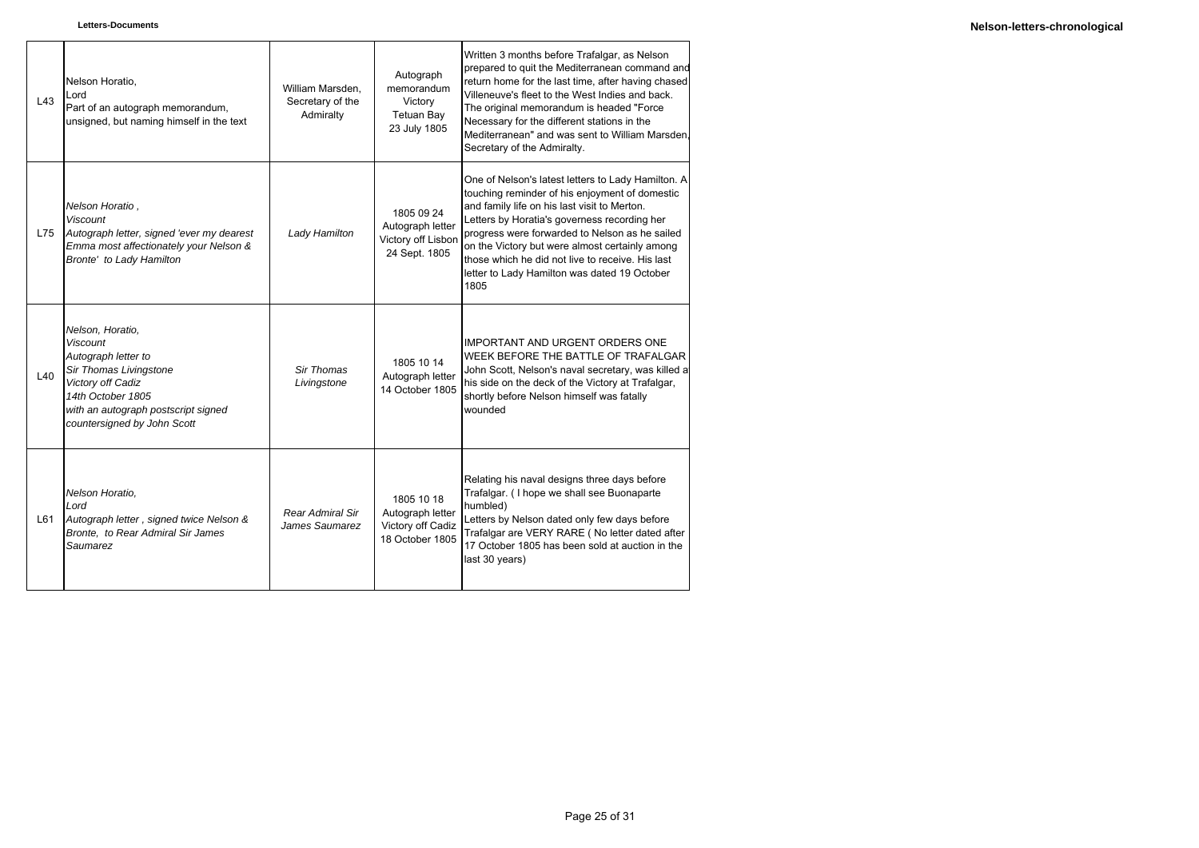| | | | | |
|---|---|---|---|---|
| L43 | Nelson Horatio, Lord Part of an autograph memorandum, unsigned, but naming himself in the text | William Marsden, Secretary of the Admiralty | Autograph memorandum Victory Tetuan Bay 23 July 1805 | Written 3 months before Trafalgar, as Nelson prepared to quit the Mediterranean command and return home for the last time, after having chased Villeneuve's fleet to the West Indies and back. The original memorandum is headed "Force Necessary for the different stations in the Mediterranean" and was sent to William Marsden, Secretary of the Admiralty. |
| L75 | *Nelson Horatio , Viscount Autograph letter, signed 'ever my dearest Emma most affectionately your Nelson & Bronte' to Lady Hamilton* | *Lady Hamilton* | 1805 09 24 Autograph letter Victory off Lisbon 24 Sept. 1805 | One of Nelson's latest letters to Lady Hamilton. A touching reminder of his enjoyment of domestic and family life on his last visit to Merton. Letters by Horatia's governess recording her progress were forwarded to Nelson as he sailed on the Victory but were almost certainly among those which he did not live to receive. His last letter to Lady Hamilton was dated 19 October 1805 |
| L40 | *Nelson, Horatio, Viscount Autograph letter to Sir Thomas Livingstone Victory off Cadiz 14th October 1805 with an autograph postscript signed countersigned by John Scott* | *Sir Thomas Livingstone* | 1805 10 14 Autograph letter 14 October 1805 | IMPORTANT AND URGENT ORDERS ONE WEEK BEFORE THE BATTLE OF TRAFALGAR John Scott, Nelson's naval secretary, was killed at his side on the deck of the Victory at Trafalgar, shortly before Nelson himself was fatally wounded |
| L61 | *Nelson Horatio, Lord Autograph letter , signed twice Nelson & Bronte, to Rear Admiral Sir James Saumarez* | *Rear Admiral Sir James Saumarez* | 1805 10 18 Autograph letter Victory off Cadiz 18 October 1805 | Relating his naval designs three days before Trafalgar. ( I hope we shall see Buonaparte humbled) Letters by Nelson dated only few days before Trafalgar are VERY RARE ( No letter dated after 17 October 1805 has been sold at auction in the last 30 years) |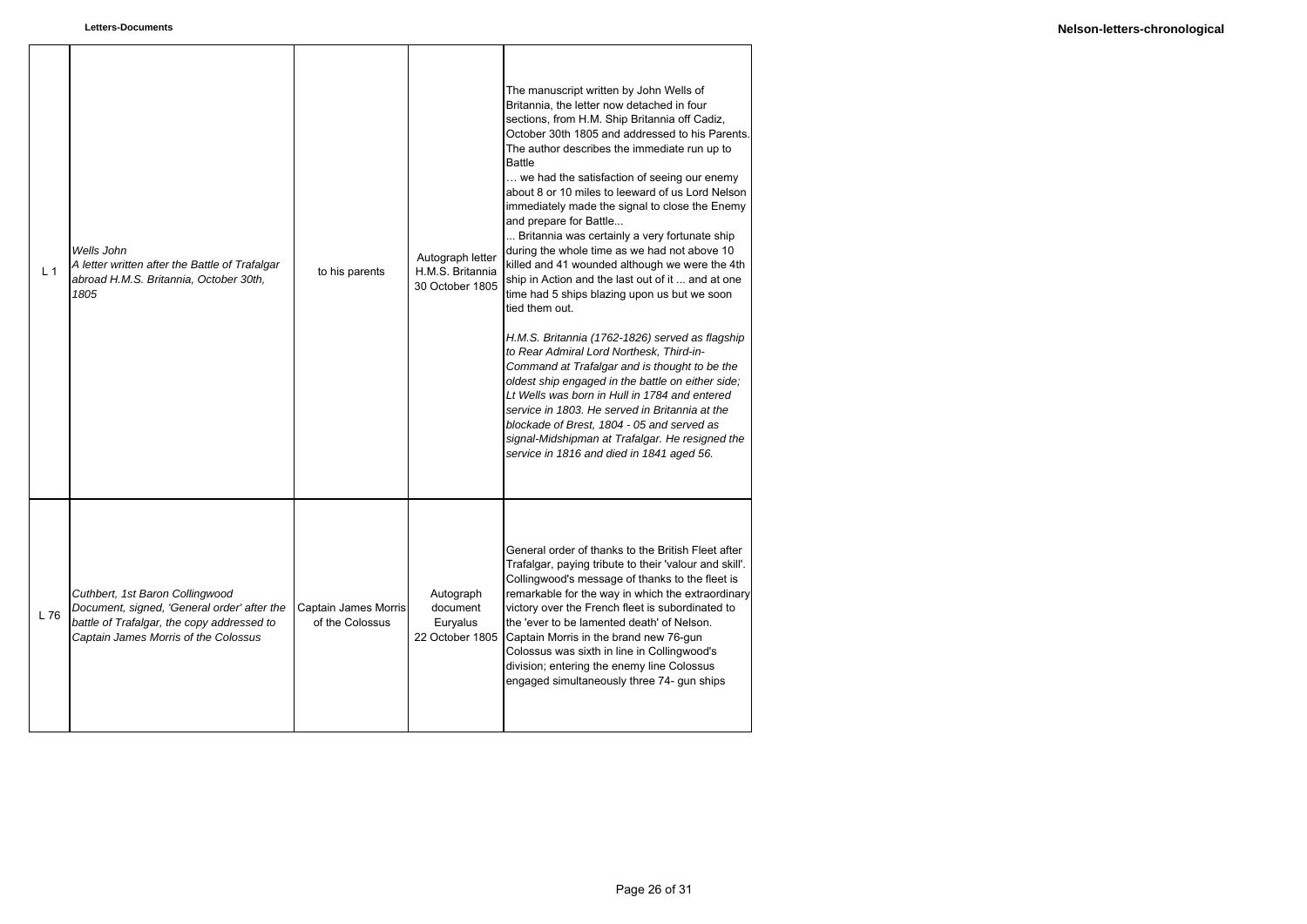| | | | | |
|---|---|---|---|---|
| L 1 | *Wells John*<br>*A letter written after the Battle of Trafalgar abroad H.M.S. Britannia, October 30th, 1805* | to his parents | Autograph letter H.M.S. Britannia 30 October 1805 | The manuscript written by John Wells of Britannia, the letter now detached in four sections, from H.M. Ship Britannia off Cadiz, October 30th 1805 and addressed to his Parents. The author describes the immediate run up to Battle<br>… we had the satisfaction of seeing our enemy about 8 or 10 miles to leeward of us Lord Nelson immediately made the signal to close the Enemy and prepare for Battle...<br>... Britannia was certainly a very fortunate ship during the whole time as we had not above 10 killed and 41 wounded although we were the 4th ship in Action and the last out of it ... and at one time had 5 ships blazing upon us but we soon tied them out.<br><br>*H.M.S. Britannia (1762-1826) served as flagship to Rear Admiral Lord Northesk, Third-in-Command at Trafalgar and is thought to be the oldest ship engaged in the battle on either side; Lt Wells was born in Hull in 1784 and entered service in 1803. He served in Britannia at the blockade of Brest, 1804 - 05 and served as signal-Midshipman at Trafalgar. He resigned the service in 1816 and died in 1841 aged 56.* |
| L 76 | *Cuthbert, 1st Baron Collingwood*<br>*Document, signed, 'General order' after the battle of Trafalgar, the copy addressed to Captain James Morris of the Colossus* | Captain James Morris of the Colossus | Autograph document Euryalus 22 October 1805 | General order of thanks to the British Fleet after Trafalgar, paying tribute to their 'valour and skill'. Collingwood's message of thanks to the fleet is remarkable for the way in which the extraordinary victory over the French fleet is subordinated to the 'ever to be lamented death' of Nelson. Captain Morris in the brand new 76-gun Colossus was sixth in line in Collingwood's division; entering the enemy line Colossus engaged simultaneously three 74- gun ships |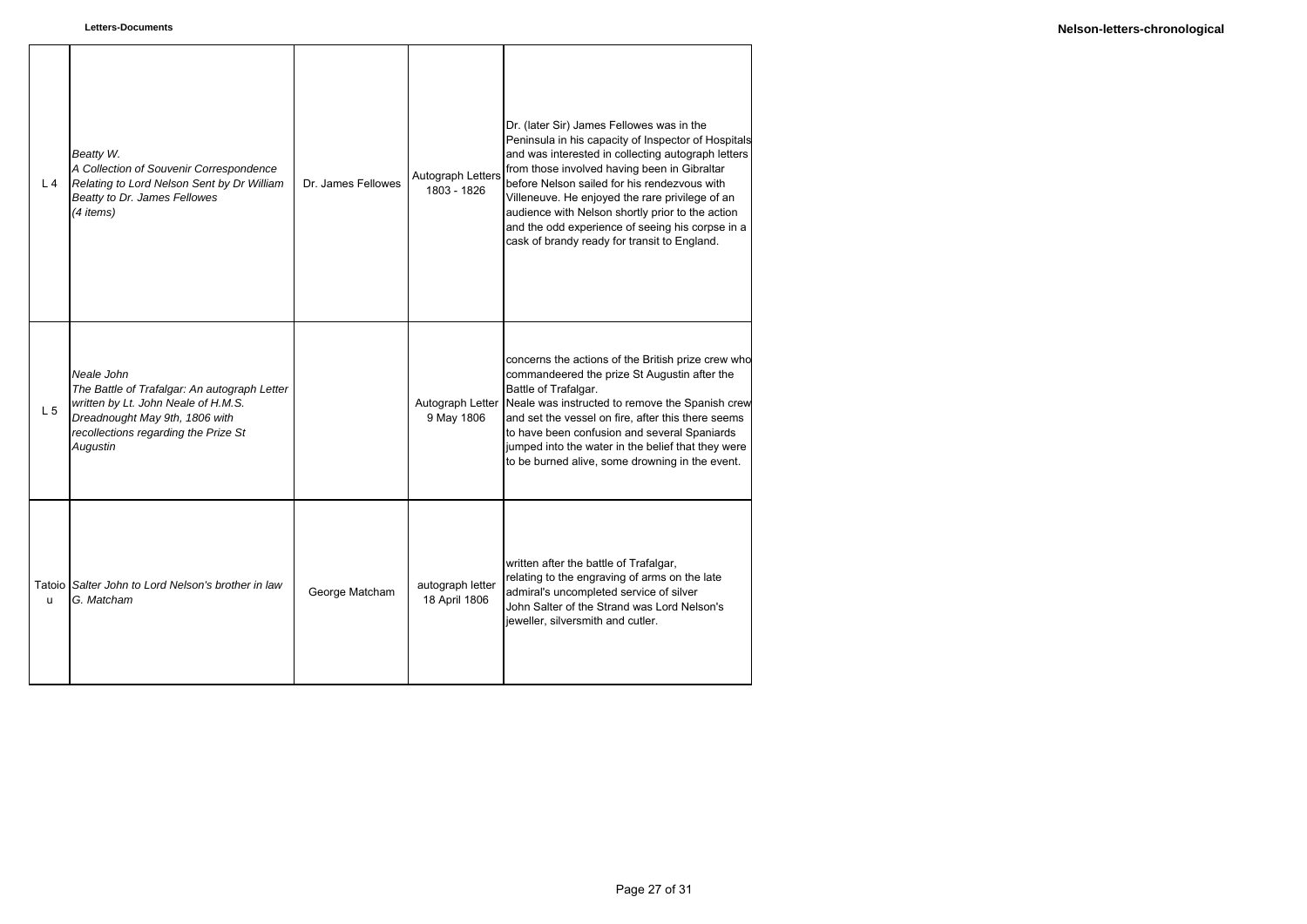| | | | | |
|---|---|---|---|---|
| L 4 | *Beatty W.*<br>*A Collection of Souvenir Correspondence Relating to Lord Nelson Sent by Dr William Beatty to Dr. James Fellowes*<br>*(4 items)* | Dr. James Fellowes | Autograph Letters 1803 - 1826 | Dr. (later Sir) James Fellowes was in the Peninsula in his capacity of Inspector of Hospitals and was interested in collecting autograph letters from those involved having been in Gibraltar before Nelson sailed for his rendezvous with Villeneuve. He enjoyed the rare privilege of an audience with Nelson shortly prior to the action and the odd experience of seeing his corpse in a cask of brandy ready for transit to England. |
| L 5 | *Neale John*<br>*The Battle of Trafalgar: An autograph Letter written by Lt. John Neale of H.M.S. Dreadnought May 9th, 1806 with recollections regarding the Prize St Augustin* | | Autograph Letter 9 May 1806 | concerns the actions of the British prize crew who commandeered the prize St Augustin after the Battle of Trafalgar.<br>Neale was instructed to remove the Spanish crew and set the vessel on fire, after this there seems to have been confusion and several Spaniards jumped into the water in the belief that they were to be burned alive, some drowning in the event. |
| Tatoiou | *Salter John to Lord Nelson's brother in law G. Matcham* | George Matcham | autograph letter 18 April 1806 | written after the battle of Trafalgar,<br>relating to the engraving of arms on the late admiral's uncompleted service of silver<br>John Salter of the Strand was Lord Nelson's jeweller, silversmith and cutler. |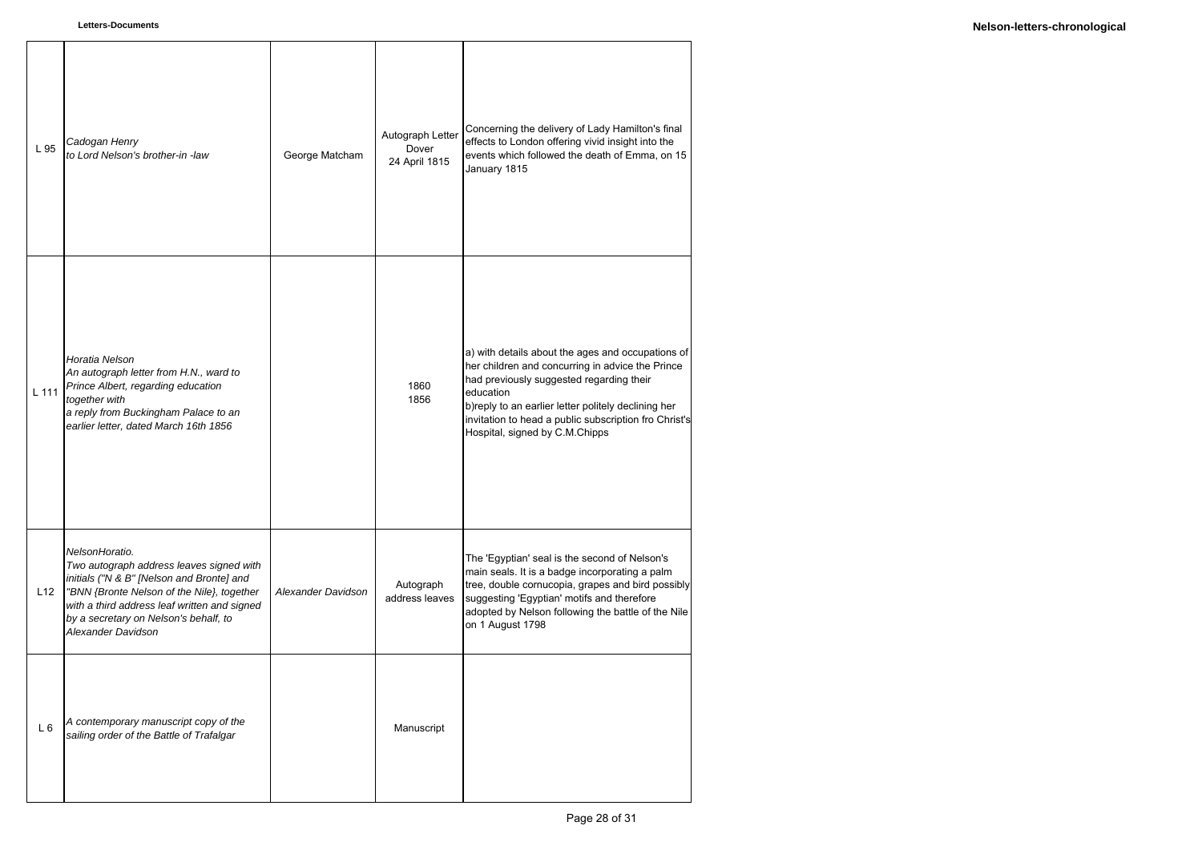| | | | | |
|---|---|---|---|---|
| L 95 | *Cadogan Henry*<br>*to Lord Nelson's brother-in -law* | George Matcham | Autograph Letter<br>Dover<br>24 April 1815 | Concerning the delivery of Lady Hamilton's final effects to London offering vivid insight into the events which followed the death of Emma, on 15 January 1815 |
| L 111 | *Horatia Nelson*<br>*An autograph letter from H.N., ward to Prince Albert, regarding education*<br>*together with*<br>*a reply from Buckingham Palace to an earlier letter, dated March 16th 1856* | | 1860<br>1856 | a) with details about the ages and occupations of her children and concurring in advice the Prince had previously suggested regarding their education<br>b)reply to an earlier letter politely declining her invitation to head a public subscription fro Christ's Hospital, signed by C.M.Chipps |
| L12 | *NelsonHoratio.*<br>*Two autograph address leaves signed with initials ("N & B" [Nelson and Bronte] and "BNN {Bronte Nelson of the Nile}, together with a third address leaf written and signed by a secretary on Nelson's behalf, to Alexander Davidson* | *Alexander Davidson* | Autograph address leaves | The 'Egyptian' seal is the second of Nelson's main seals. It is a badge incorporating a palm tree, double cornucopia, grapes and bird possibly suggesting 'Egyptian' motifs and therefore adopted by Nelson following the battle of the Nile on 1 August 1798 |
| L 6 | *A contemporary manuscript copy of the sailing order of the Battle of Trafalgar* | | Manuscript | |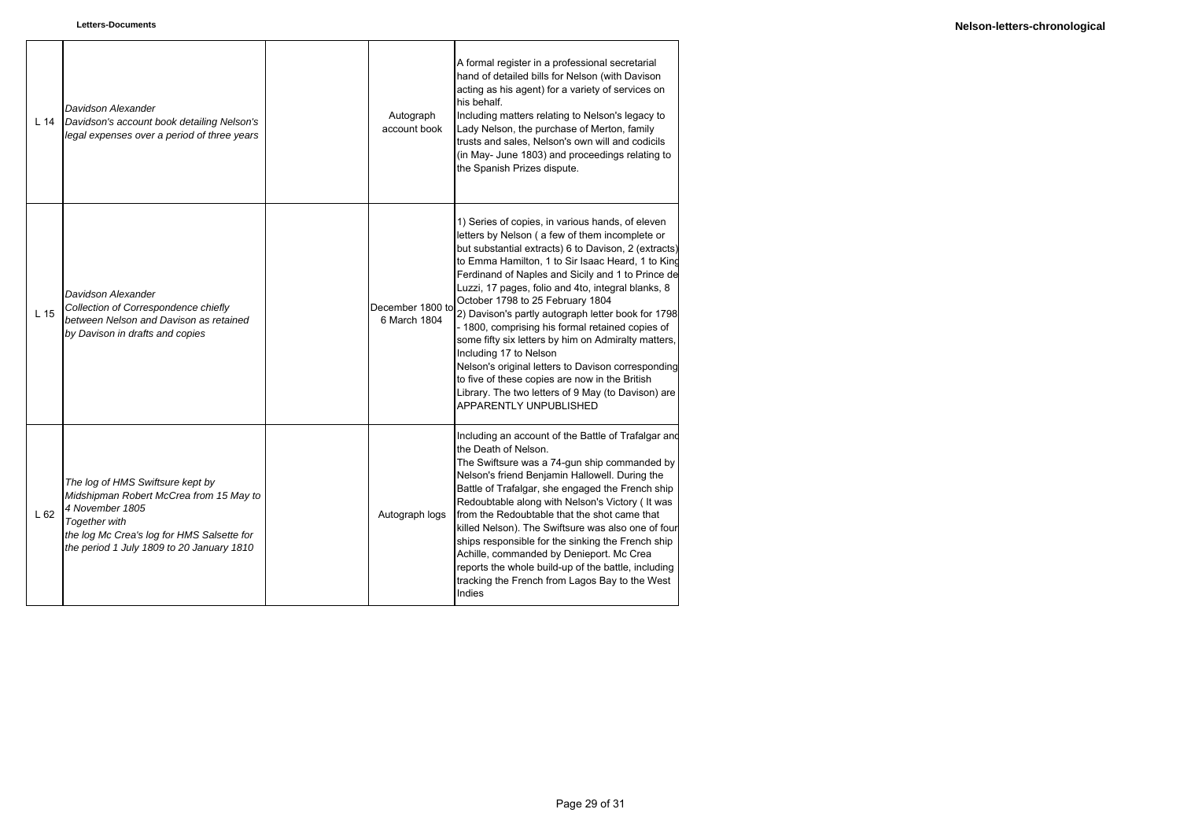| | | | | |
|---|---|---|---|---|
| L 14 | *Davidson Alexander*<br>*Davidson's account book detailing Nelson's legal expenses over a period of three years* | | Autograph account book | A formal register in a professional secretarial hand of detailed bills for Nelson (with Davison acting as his agent) for a variety of services on his behalf.<br>Including matters relating to Nelson's legacy to Lady Nelson, the purchase of Merton, family trusts and sales, Nelson's own will and codicils (in May- June 1803) and proceedings relating to the Spanish Prizes dispute. |
| L 15 | *Davidson Alexander*<br>*Collection of Correspondence chiefly between Nelson and Davison as retained by Davison in drafts and copies* | | December 1800 to 6 March 1804 | 1) Series of copies, in various hands, of eleven letters by Nelson ( a few of them incomplete or but substantial extracts) 6 to Davison, 2 (extracts) to Emma Hamilton, 1 to Sir Isaac Heard, 1 to King Ferdinand of Naples and Sicily and 1 to Prince de Luzzi, 17 pages, folio and 4to, integral blanks, 8 October 1798 to 25 February 1804<br>2) Davison's partly autograph letter book for 1798 - 1800, comprising his formal retained copies of some fifty six letters by him on Admiralty matters, Including 17 to Nelson<br>Nelson's original letters to Davison corresponding to five of these copies are now in the British Library. The two letters of 9 May (to Davison) are APPARENTLY UNPUBLISHED |
| L 62 | *The log of HMS Swiftsure kept by Midshipman Robert McCrea from 15 May to 4 November 1805*<br>*Together with*<br>*the log Mc Crea's log for HMS Salsette for the period 1 July 1809 to 20 January 1810* | | Autograph logs | Including an account of the Battle of Trafalgar and the Death of Nelson.<br>The Swiftsure was a 74-gun ship commanded by Nelson's friend Benjamin Hallowell. During the Battle of Trafalgar, she engaged the French ship Redoubtable along with Nelson's Victory ( It was from the Redoubtable that the shot came that killed Nelson). The Swiftsure was also one of four ships responsible for the sinking the French ship Achille, commanded by Denieport. Mc Crea reports the whole build-up of the battle, including tracking the French from Lagos Bay to the West Indies |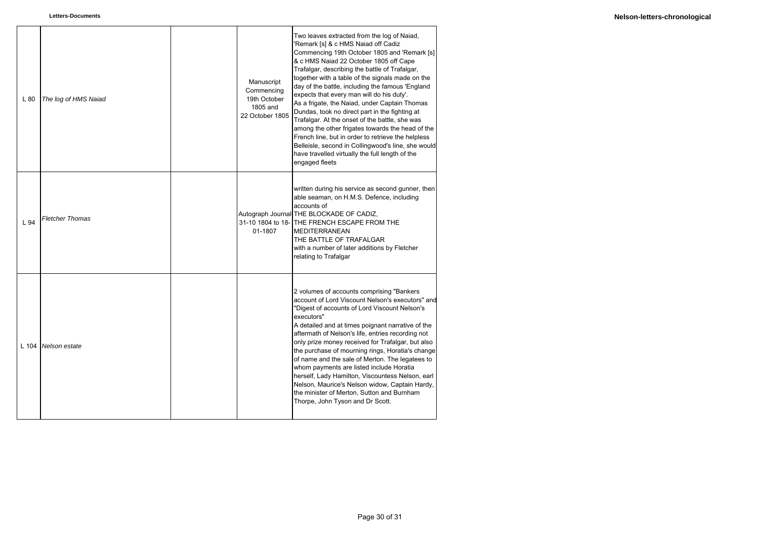| | | | | |
|---|---|---|---|---|
| L 80 | *The log of HMS Naiad* | | Manuscript Commencing 19th October 1805 and 22 October 1805 | Two leaves extracted from the log of Naiad, 'Remark [s] & c HMS Naiad off Cadiz Commencing 19th October 1805 and 'Remark [s] & c HMS Naiad 22 October 1805 off Cape Trafalgar, describing the battle of Trafalgar, together with a table of the signals made on the day of the battle, including the famous 'England expects that every man will do his duty'.<br>As a frigate, the Naiad, under Captain Thomas Dundas, took no direct part in the fighting at Trafalgar. At the onset of the battle, she was among the other frigates towards the head of the French line, but in order to retrieve the helpless Belleisle, second in Collingwood's line, she would have travelled virtually the full length of the engaged fleets |
| L 94 | *Fletcher Thomas* | | Autograph Journal 31-10 1804 to 18-01-1807 | written during his service as second gunner, then able seaman, on H.M.S. Defence, including accounts of<br>THE BLOCKADE OF CADIZ,<br>THE FRENCH ESCAPE FROM THE MEDITERRANEAN<br>THE BATTLE OF TRAFALGAR<br>with a number of later additions by Fletcher relating to Trafalgar |
| L 104 | *Nelson estate* | | | 2 volumes of accounts comprising "Bankers account of Lord Viscount Nelson's executors" and "Digest of accounts of Lord Viscount Nelson's executors"<br>A detailed and at times poignant narrative of the aftermath of Nelson's life, entries recording not only prize money received for Trafalgar, but also the purchase of mourning rings, Horatia's change of name and the sale of Merton. The legatees to whom payments are listed include Horatia herself, Lady Hamilton, Viscountess Nelson, earl Nelson, Maurice's Nelson widow, Captain Hardy, the minister of Merton, Sutton and Burnham Thorpe, John Tyson and Dr Scott. |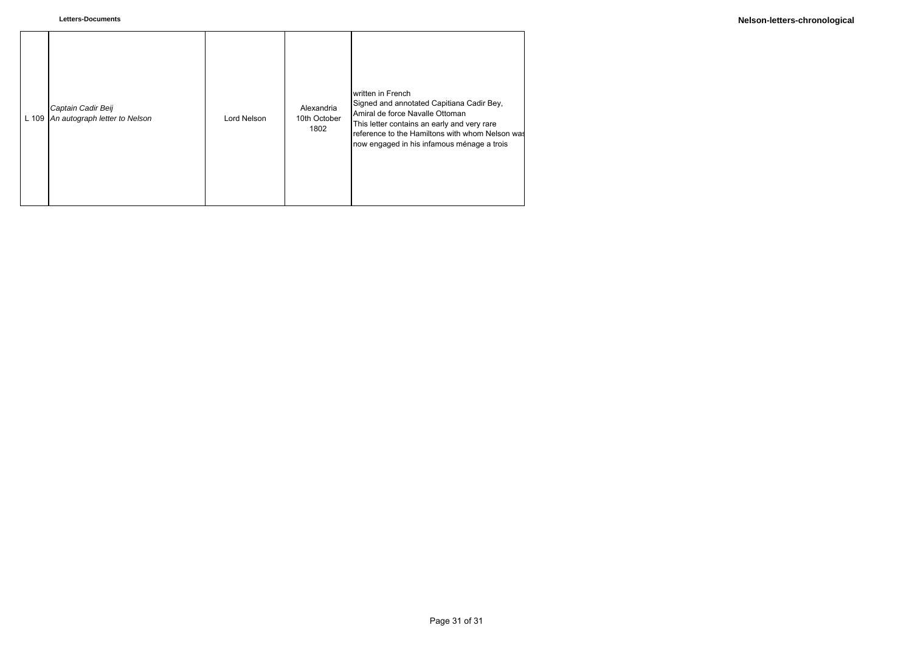| | | | | |
|---|---|---|---|---|
| L 109 | *Captain Cadir Beij*<br>*An autograph letter to Nelson* | Lord Nelson | Alexandria<br>10th October<br>1802 | written in French<br>Signed and annotated Capitiana Cadir Bey, Amiral de force Navalle Ottoman<br>This letter contains an early and very rare reference to the Hamiltons with whom Nelson was now engaged in his infamous ménage a trois |